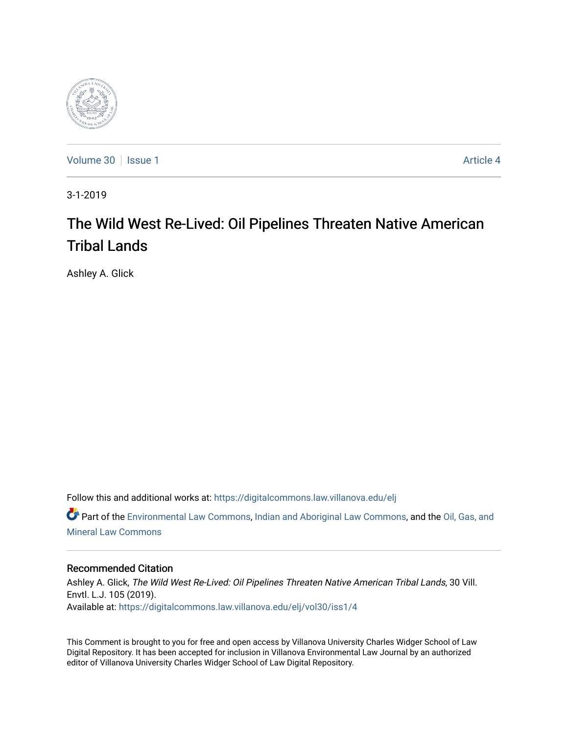Volume 30 | Issue 1 | Article 4

3-1-2019

# The Wild West Re-Lived: Oil Pipelines Threaten Native American Tribal Lands

Ashley A. Glick

Follow this and additional works at: https://digitalcommons.law.villanova.edu/elj

Part of the Environmental Law Commons, Indian and Aboriginal Law Commons, and the Oil, Gas, and Mineral Law Commons

## Recommended Citation

Ashley A. Glick, *The Wild West Re-Lived: Oil Pipelines Threaten Native American Tribal Lands*, 30 Vill. Envtl. L.J. 105 (2019).
Available at: https://digitalcommons.law.villanova.edu/elj/vol30/iss1/4

This Comment is brought to you for free and open access by Villanova University Charles Widger School of Law Digital Repository. It has been accepted for inclusion in Villanova Environmental Law Journal by an authorized editor of Villanova University Charles Widger School of Law Digital Repository.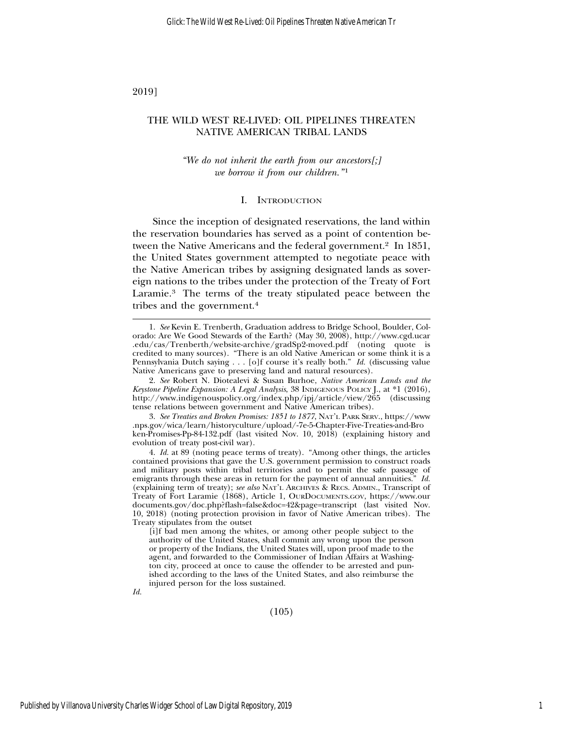# THE WILD WEST RE-LIVED: OIL PIPELINES THREATEN NATIVE AMERICAN TRIBAL LANDS

*"We do not inherit the earth from our ancestors[;] we borrow it from our children."*[1]

## I. Introduction

Since the inception of designated reservations, the land within the reservation boundaries has served as a point of contention between the Native Americans and the federal government.[2] In 1851, the United States government attempted to negotiate peace with the Native American tribes by assigning designated lands as sovereign nations to the tribes under the protection of the Treaty of Fort Laramie.[3] The terms of the treaty stipulated peace between the tribes and the government.[4]

---

1. *See* Kevin E. Trenberth, Graduation address to Bridge School, Boulder, Colorado: Are We Good Stewards of the Earth? (May 30, 2008), http://www.cgd.ucar.edu/cas/Trenberth/website-archive/gradSp2-moved.pdf (noting quote is credited to many sources). "There is an old Native American or some think it is a Pennsylvania Dutch saying . . . [o]f course it's really both." *Id.* (discussing value Native Americans gave to preserving land and natural resources).

2. *See* Robert N. Diotealevi & Susan Burhoe, *Native American Lands and the Keystone Pipeline Expansion: A Legal Analysis*, 38 Indigenous Policy J., at *1 (2016), http://www.indigenouspolicy.org/index.php/ipj/article/view/265 (discussing tense relations between government and Native American tribes).

3. *See Treaties and Broken Promises: 1851 to 1877*, Nat'l Park Serv., https://www.nps.gov/wica/learn/historyculture/upload/-7e-5-Chapter-Five-Treaties-and-Broken-Promises-Pp-84-132.pdf (last visited Nov. 10, 2018) (explaining history and evolution of treaty post-civil war).

4. *Id.* at 89 (noting peace terms of treaty). "Among other things, the articles contained provisions that gave the U.S. government permission to construct roads and military posts within tribal territories and to permit the safe passage of emigrants through these areas in return for the payment of annual annuities." *Id.* (explaining term of treaty); *see also* Nat'l Archives & Recs. Admin., Transcript of Treaty of Fort Laramie (1868), Article 1, OurDocuments.gov, https://www.ourdocuments.gov/doc.php?flash=false&doc=42&page=transcript (last visited Nov. 10, 2018) (noting protection provision in favor of Native American tribes). The Treaty stipulates from the outset

> [i]f bad men among the whites, or among other people subject to the authority of the United States, shall commit any wrong upon the person or property of the Indians, the United States will, upon proof made to the agent, and forwarded to the Commissioner of Indian Affairs at Washington city, proceed at once to cause the offender to be arrested and punished according to the laws of the United States, and also reimburse the injured person for the loss sustained.

*Id.*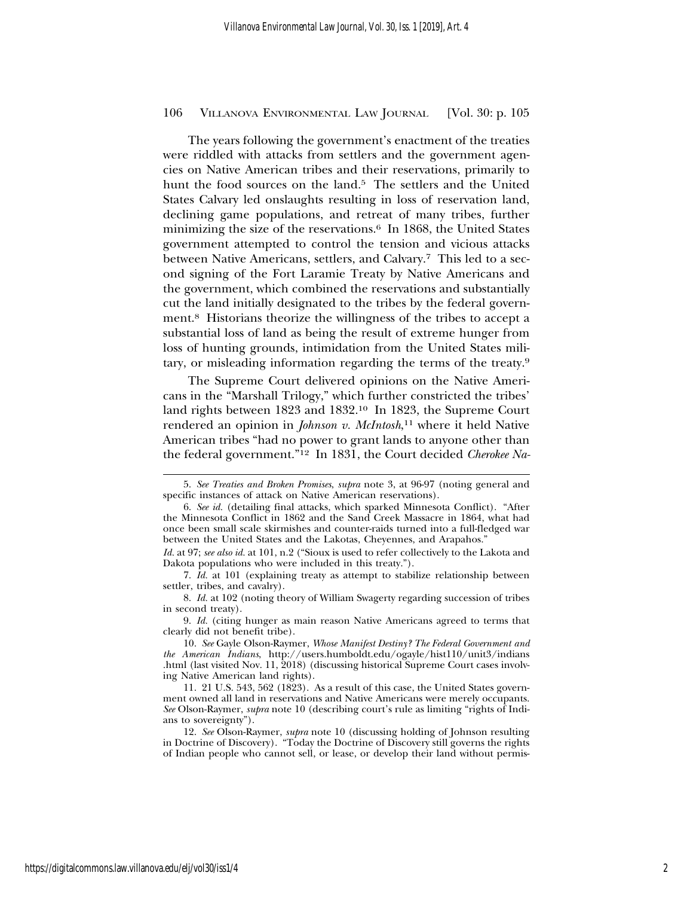The years following the government's enactment of the treaties were riddled with attacks from settlers and the government agencies on Native American tribes and their reservations, primarily to hunt the food sources on the land.[5] The settlers and the United States Calvary led onslaughts resulting in loss of reservation land, declining game populations, and retreat of many tribes, further minimizing the size of the reservations.[6] In 1868, the United States government attempted to control the tension and vicious attacks between Native Americans, settlers, and Calvary.[7] This led to a second signing of the Fort Laramie Treaty by Native Americans and the government, which combined the reservations and substantially cut the land initially designated to the tribes by the federal government.[8] Historians theorize the willingness of the tribes to accept a substantial loss of land as being the result of extreme hunger from loss of hunting grounds, intimidation from the United States military, or misleading information regarding the terms of the treaty.[9]

The Supreme Court delivered opinions on the Native Americans in the "Marshall Trilogy," which further constricted the tribes' land rights between 1823 and 1832.[10] In 1823, the Supreme Court rendered an opinion in *Johnson v. McIntosh*,[11] where it held Native American tribes "had no power to grant lands to anyone other than the federal government."[12] In 1831, the Court decided *Cherokee Na-*

---

5. *See Treaties and Broken Promises*, *supra* note 3, at 96-97 (noting general and specific instances of attack on Native American reservations).

6. *See id.* (detailing final attacks, which sparked Minnesota Conflict). "After the Minnesota Conflict in 1862 and the Sand Creek Massacre in 1864, what had once been small scale skirmishes and counter-raids turned into a full-fledged war between the United States and the Lakotas, Cheyennes, and Arapahos." *Id.* at 97; *see also id.* at 101, n.2 ("Sioux is used to refer collectively to the Lakota and Dakota populations who were included in this treaty.").

7. *Id.* at 101 (explaining treaty as attempt to stabilize relationship between settler, tribes, and cavalry).

8. *Id.* at 102 (noting theory of William Swagerty regarding succession of tribes in second treaty).

9. *Id.* (citing hunger as main reason Native Americans agreed to terms that clearly did not benefit tribe).

10. *See* Gayle Olson-Raymer, *Whose Manifest Destiny? The Federal Government and the American Indians*, http://users.humboldt.edu/ogayle/hist110/unit3/indians.html (last visited Nov. 11, 2018) (discussing historical Supreme Court cases involving Native American land rights).

11. 21 U.S. 543, 562 (1823). As a result of this case, the United States government owned all land in reservations and Native Americans were merely occupants. *See* Olson-Raymer, *supra* note 10 (describing court's rule as limiting "rights of Indians to sovereignty").

12. *See* Olson-Raymer, *supra* note 10 (discussing holding of Johnson resulting in Doctrine of Discovery). "Today the Doctrine of Discovery still governs the rights of Indian people who cannot sell, or lease, or develop their land without permis-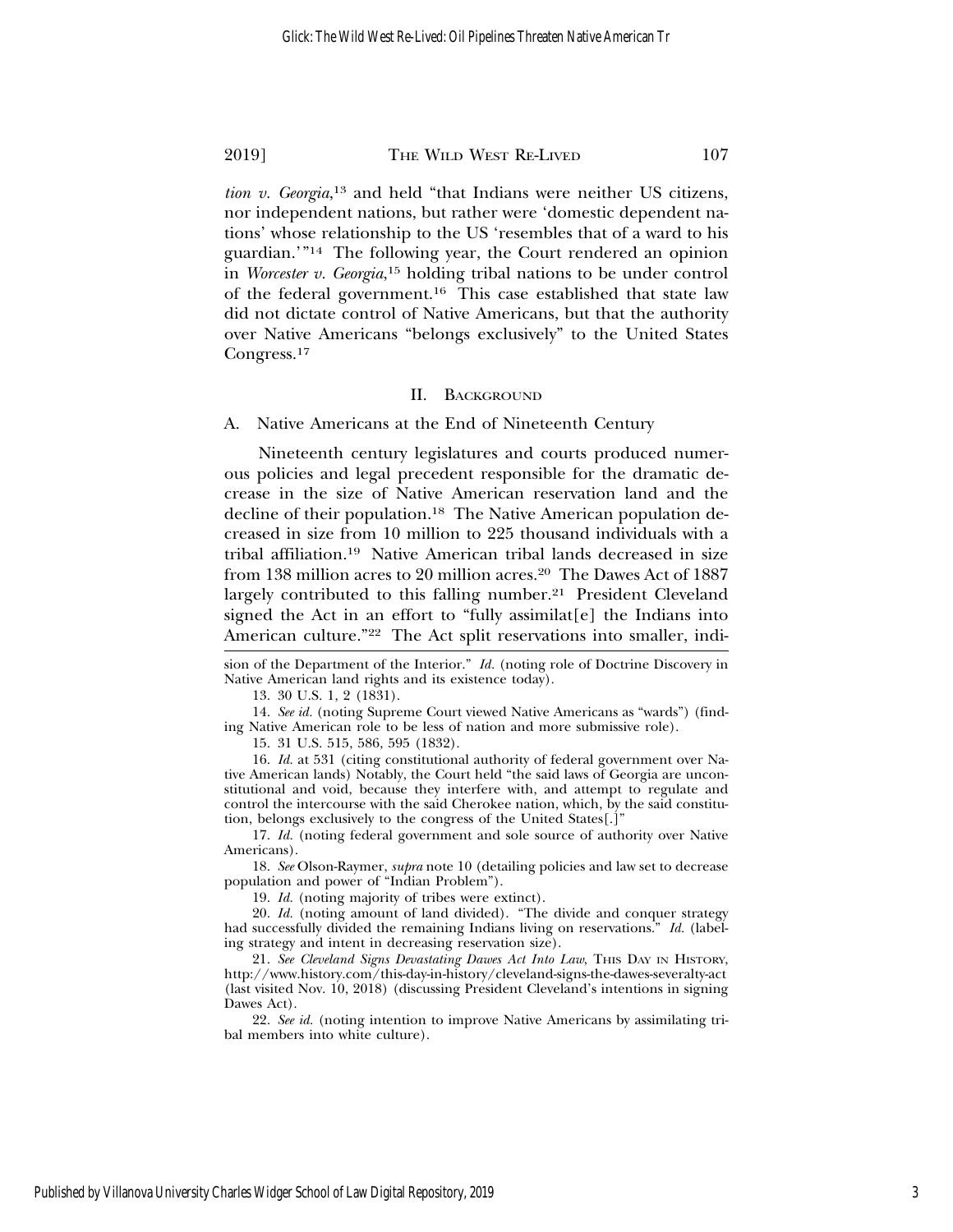*tion v. Georgia*,[13] and held "that Indians were neither US citizens, nor independent nations, but rather were 'domestic dependent nations' whose relationship to the US 'resembles that of a ward to his guardian.'"[14] The following year, the Court rendered an opinion in *Worcester v. Georgia*,[15] holding tribal nations to be under control of the federal government.[16] This case established that state law did not dictate control of Native Americans, but that the authority over Native Americans "belongs exclusively" to the United States Congress.[17]

## II. Background

### A. Native Americans at the End of Nineteenth Century

Nineteenth century legislatures and courts produced numerous policies and legal precedent responsible for the dramatic decrease in the size of Native American reservation land and the decline of their population.[18] The Native American population decreased in size from 10 million to 225 thousand individuals with a tribal affiliation.[19] Native American tribal lands decreased in size from 138 million acres to 20 million acres.[20] The Dawes Act of 1887 largely contributed to this falling number.[21] President Cleveland signed the Act in an effort to "fully assimilat[e] the Indians into American culture."[22] The Act split reservations into smaller, indi-

---

sion of the Department of the Interior." *Id.* (noting role of Doctrine Discovery in Native American land rights and its existence today).

13. 30 U.S. 1, 2 (1831).

14. *See id.* (noting Supreme Court viewed Native Americans as "wards") (finding Native American role to be less of nation and more submissive role).

15. 31 U.S. 515, 586, 595 (1832).

16. *Id.* at 531 (citing constitutional authority of federal government over Native American lands) Notably, the Court held "the said laws of Georgia are unconstitutional and void, because they interfere with, and attempt to regulate and control the intercourse with the said Cherokee nation, which, by the said constitution, belongs exclusively to the congress of the United States[.]"

17. *Id.* (noting federal government and sole source of authority over Native Americans).

18. *See* Olson-Raymer, *supra* note 10 (detailing policies and law set to decrease population and power of "Indian Problem").

19. *Id.* (noting majority of tribes were extinct).

20. *Id.* (noting amount of land divided). "The divide and conquer strategy had successfully divided the remaining Indians living on reservations." *Id.* (labeling strategy and intent in decreasing reservation size).

21. *See Cleveland Signs Devastating Dawes Act Into Law*, This Day in History, http://www.history.com/this-day-in-history/cleveland-signs-the-dawes-severalty-act (last visited Nov. 10, 2018) (discussing President Cleveland's intentions in signing Dawes Act).

22. *See id.* (noting intention to improve Native Americans by assimilating tribal members into white culture).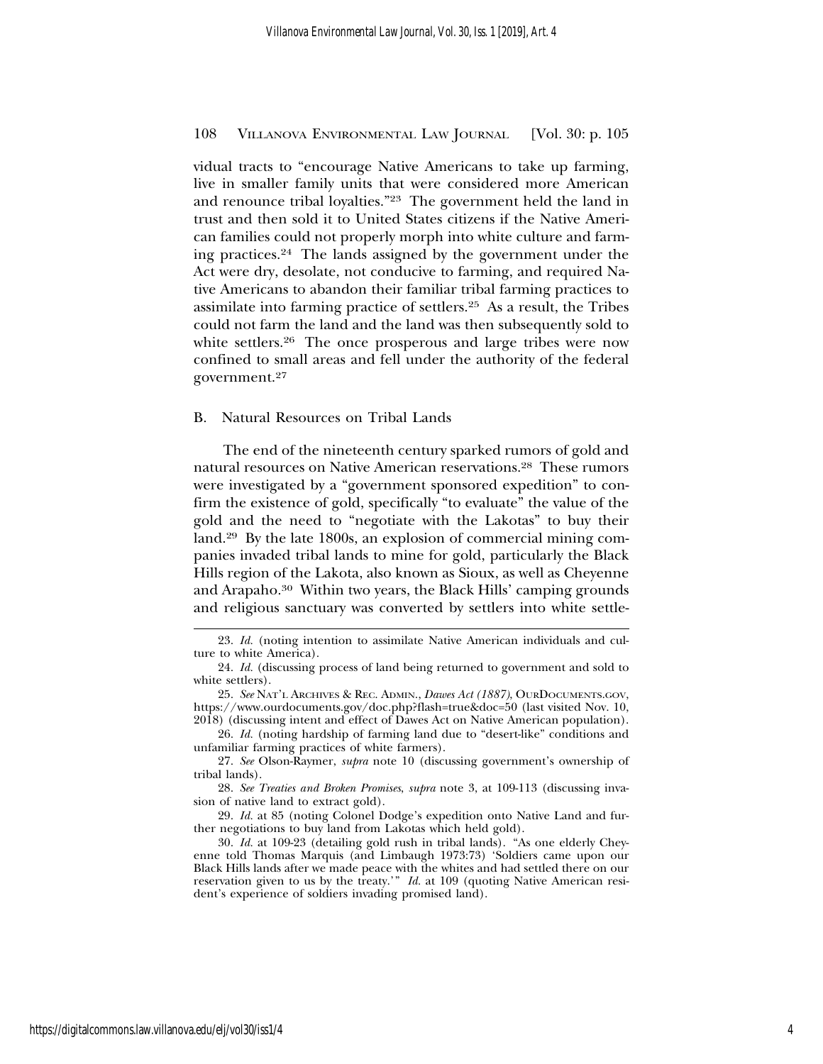vidual tracts to "encourage Native Americans to take up farming, live in smaller family units that were considered more American and renounce tribal loyalties."[23] The government held the land in trust and then sold it to United States citizens if the Native American families could not properly morph into white culture and farming practices.[24] The lands assigned by the government under the Act were dry, desolate, not conducive to farming, and required Native Americans to abandon their familiar tribal farming practices to assimilate into farming practice of settlers.[25] As a result, the Tribes could not farm the land and the land was then subsequently sold to white settlers.[26] The once prosperous and large tribes were now confined to small areas and fell under the authority of the federal government.[27]

### B. Natural Resources on Tribal Lands

The end of the nineteenth century sparked rumors of gold and natural resources on Native American reservations.[28] These rumors were investigated by a "government sponsored expedition" to confirm the existence of gold, specifically "to evaluate" the value of the gold and the need to "negotiate with the Lakotas" to buy their land.[29] By the late 1800s, an explosion of commercial mining companies invaded tribal lands to mine for gold, particularly the Black Hills region of the Lakota, also known as Sioux, as well as Cheyenne and Arapaho.[30] Within two years, the Black Hills' camping grounds and religious sanctuary was converted by settlers into white settle-

---

23. *Id.* (noting intention to assimilate Native American individuals and culture to white America).

24. *Id.* (discussing process of land being returned to government and sold to white settlers).

25. *See* NAT'L ARCHIVES & REC. ADMIN., *Dawes Act (1887)*, OURDOCUMENTS.GOV, https://www.ourdocuments.gov/doc.php?flash=true&doc=50 (last visited Nov. 10, 2018) (discussing intent and effect of Dawes Act on Native American population).

26. *Id.* (noting hardship of farming land due to "desert-like" conditions and unfamiliar farming practices of white farmers).

27. *See* Olson-Raymer, *supra* note 10 (discussing government's ownership of tribal lands).

28. *See Treaties and Broken Promises*, *supra* note 3, at 109-113 (discussing invasion of native land to extract gold).

29. *Id.* at 85 (noting Colonel Dodge's expedition onto Native Land and further negotiations to buy land from Lakotas which held gold).

30. *Id.* at 109-23 (detailing gold rush in tribal lands). "As one elderly Cheyenne told Thomas Marquis (and Limbaugh 1973:73) 'Soldiers came upon our Black Hills lands after we made peace with the whites and had settled there on our reservation given to us by the treaty.'" *Id.* at 109 (quoting Native American resident's experience of soldiers invading promised land).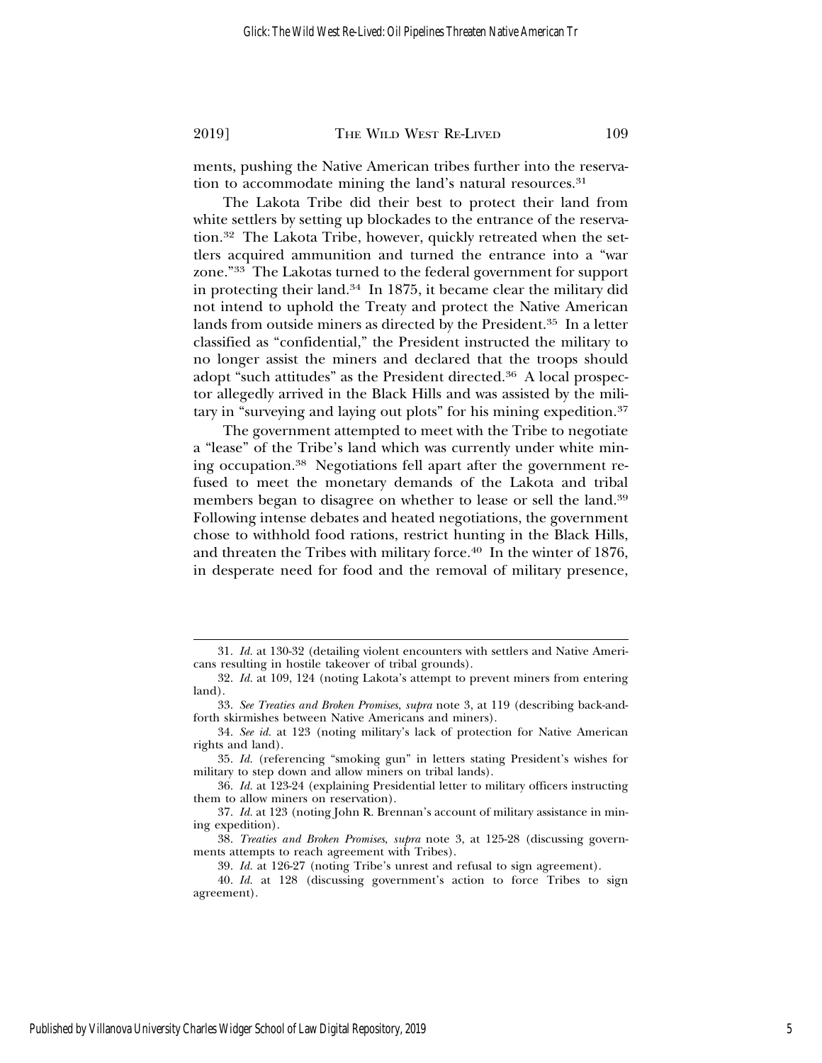ments, pushing the Native American tribes further into the reservation to accommodate mining the land's natural resources.[31]

The Lakota Tribe did their best to protect their land from white settlers by setting up blockades to the entrance of the reservation.[32] The Lakota Tribe, however, quickly retreated when the settlers acquired ammunition and turned the entrance into a "war zone."[33] The Lakotas turned to the federal government for support in protecting their land.[34] In 1875, it became clear the military did not intend to uphold the Treaty and protect the Native American lands from outside miners as directed by the President.[35] In a letter classified as "confidential," the President instructed the military to no longer assist the miners and declared that the troops should adopt "such attitudes" as the President directed.[36] A local prospector allegedly arrived in the Black Hills and was assisted by the military in "surveying and laying out plots" for his mining expedition.[37]

The government attempted to meet with the Tribe to negotiate a "lease" of the Tribe's land which was currently under white mining occupation.[38] Negotiations fell apart after the government refused to meet the monetary demands of the Lakota and tribal members began to disagree on whether to lease or sell the land.[39] Following intense debates and heated negotiations, the government chose to withhold food rations, restrict hunting in the Black Hills, and threaten the Tribes with military force.[40] In the winter of 1876, in desperate need for food and the removal of military presence,

---

31. *Id.* at 130-32 (detailing violent encounters with settlers and Native Americans resulting in hostile takeover of tribal grounds).

32. *Id.* at 109, 124 (noting Lakota's attempt to prevent miners from entering land).

33. *See Treaties and Broken Promises*, *supra* note 3, at 119 (describing back-and-forth skirmishes between Native Americans and miners).

34. *See id.* at 123 (noting military's lack of protection for Native American rights and land).

35. *Id.* (referencing "smoking gun" in letters stating President's wishes for military to step down and allow miners on tribal lands).

36. *Id.* at 123-24 (explaining Presidential letter to military officers instructing them to allow miners on reservation).

37. *Id.* at 123 (noting John R. Brennan's account of military assistance in mining expedition).

38. *Treaties and Broken Promises*, *supra* note 3, at 125-28 (discussing governments attempts to reach agreement with Tribes).

39. *Id.* at 126-27 (noting Tribe's unrest and refusal to sign agreement).

40. *Id.* at 128 (discussing government's action to force Tribes to sign agreement).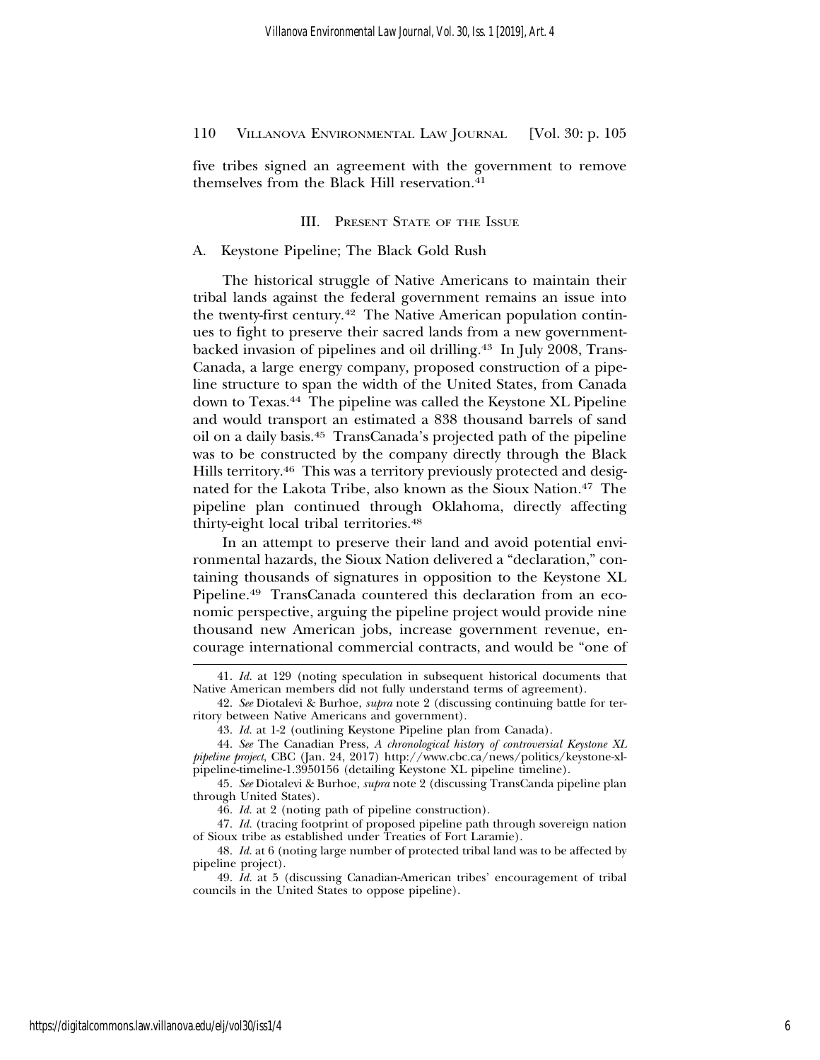five tribes signed an agreement with the government to remove themselves from the Black Hill reservation.[41]

## III. Present State of the Issue

### A. Keystone Pipeline; The Black Gold Rush

The historical struggle of Native Americans to maintain their tribal lands against the federal government remains an issue into the twenty-first century.[42] The Native American population continues to fight to preserve their sacred lands from a new government-backed invasion of pipelines and oil drilling.[43] In July 2008, TransCanada, a large energy company, proposed construction of a pipeline structure to span the width of the United States, from Canada down to Texas.[44] The pipeline was called the Keystone XL Pipeline and would transport an estimated a 838 thousand barrels of sand oil on a daily basis.[45] TransCanada's projected path of the pipeline was to be constructed by the company directly through the Black Hills territory.[46] This was a territory previously protected and designated for the Lakota Tribe, also known as the Sioux Nation.[47] The pipeline plan continued through Oklahoma, directly affecting thirty-eight local tribal territories.[48]

In an attempt to preserve their land and avoid potential environmental hazards, the Sioux Nation delivered a "declaration," containing thousands of signatures in opposition to the Keystone XL Pipeline.[49] TransCanada countered this declaration from an economic perspective, arguing the pipeline project would provide nine thousand new American jobs, increase government revenue, encourage international commercial contracts, and would be "one of

---

41. *Id.* at 129 (noting speculation in subsequent historical documents that Native American members did not fully understand terms of agreement).

42. *See* Diotalevi & Burhoe, *supra* note 2 (discussing continuing battle for territory between Native Americans and government).

43. *Id.* at 1-2 (outlining Keystone Pipeline plan from Canada).

44. *See* The Canadian Press, *A chronological history of controversial Keystone XL pipeline project*, CBC (Jan. 24, 2017) http://www.cbc.ca/news/politics/keystone-xl-pipeline-timeline-1.3950156 (detailing Keystone XL pipeline timeline).

45. *See* Diotalevi & Burhoe, *supra* note 2 (discussing TransCanda pipeline plan through United States).

46. *Id.* at 2 (noting path of pipeline construction).

47. *Id.* (tracing footprint of proposed pipeline path through sovereign nation of Sioux tribe as established under Treaties of Fort Laramie).

48. *Id.* at 6 (noting large number of protected tribal land was to be affected by pipeline project).

49. *Id.* at 5 (discussing Canadian-American tribes' encouragement of tribal councils in the United States to oppose pipeline).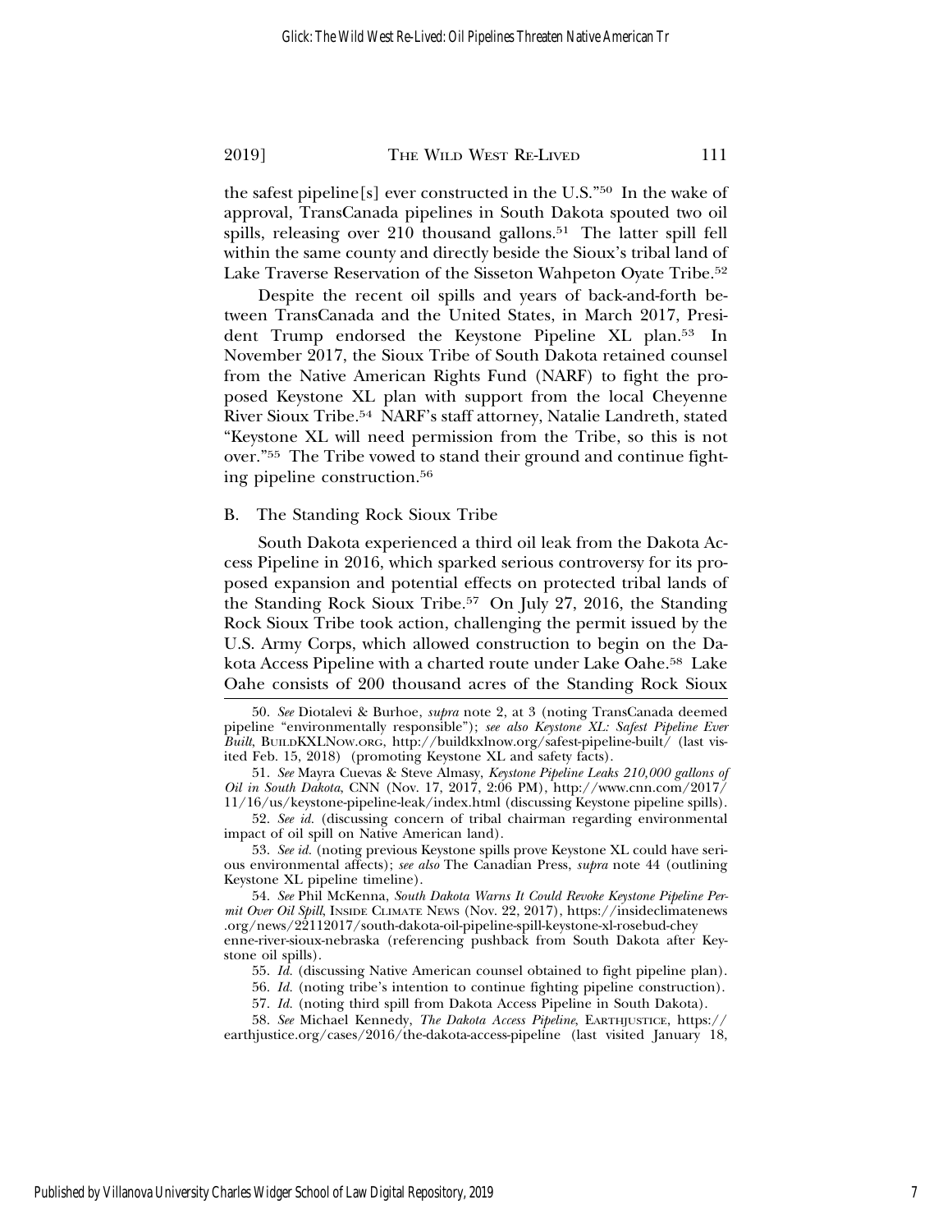the safest pipeline[s] ever constructed in the U.S."[50] In the wake of approval, TransCanada pipelines in South Dakota spouted two oil spills, releasing over 210 thousand gallons.[51] The latter spill fell within the same county and directly beside the Sioux's tribal land of Lake Traverse Reservation of the Sisseton Wahpeton Oyate Tribe.[52]

Despite the recent oil spills and years of back-and-forth between TransCanada and the United States, in March 2017, President Trump endorsed the Keystone Pipeline XL plan.[53] In November 2017, the Sioux Tribe of South Dakota retained counsel from the Native American Rights Fund (NARF) to fight the proposed Keystone XL plan with support from the local Cheyenne River Sioux Tribe.[54] NARF's staff attorney, Natalie Landreth, stated "Keystone XL will need permission from the Tribe, so this is not over."[55] The Tribe vowed to stand their ground and continue fighting pipeline construction.[56]

## B. The Standing Rock Sioux Tribe

South Dakota experienced a third oil leak from the Dakota Access Pipeline in 2016, which sparked serious controversy for its proposed expansion and potential effects on protected tribal lands of the Standing Rock Sioux Tribe.[57] On July 27, 2016, the Standing Rock Sioux Tribe took action, challenging the permit issued by the U.S. Army Corps, which allowed construction to begin on the Dakota Access Pipeline with a charted route under Lake Oahe.[58] Lake Oahe consists of 200 thousand acres of the Standing Rock Sioux

---

50. *See* Diotalevi & Burhoe, *supra* note 2, at 3 (noting TransCanada deemed pipeline "environmentally responsible"); *see also Keystone XL: Safest Pipeline Ever Built*, BUILDKXLNOW.ORG, http://buildkxlnow.org/safest-pipeline-built/ (last visited Feb. 15, 2018) (promoting Keystone XL and safety facts).

51. *See* Mayra Cuevas & Steve Almasy, *Keystone Pipeline Leaks 210,000 gallons of Oil in South Dakota*, CNN (Nov. 17, 2017, 2:06 PM), http://www.cnn.com/2017/11/16/us/keystone-pipeline-leak/index.html (discussing Keystone pipeline spills).

52. *See id.* (discussing concern of tribal chairman regarding environmental impact of oil spill on Native American land).

53. *See id.* (noting previous Keystone spills prove Keystone XL could have serious environmental affects); *see also* The Canadian Press, *supra* note 44 (outlining Keystone XL pipeline timeline).

54. *See* Phil McKenna, *South Dakota Warns It Could Revoke Keystone Pipeline Permit Over Oil Spill*, INSIDE CLIMATE NEWS (Nov. 22, 2017), https://insideclimatenews.org/news/22112017/south-dakota-oil-pipeline-spill-keystone-xl-rosebud-cheyenne-river-sioux-nebraska (referencing pushback from South Dakota after Keystone oil spills).

55. *Id.* (discussing Native American counsel obtained to fight pipeline plan).

56. *Id.* (noting tribe's intention to continue fighting pipeline construction).

57. *Id.* (noting third spill from Dakota Access Pipeline in South Dakota).

58. *See* Michael Kennedy, *The Dakota Access Pipeline*, EARTHJUSTICE, https://earthjustice.org/cases/2016/the-dakota-access-pipeline (last visited January 18,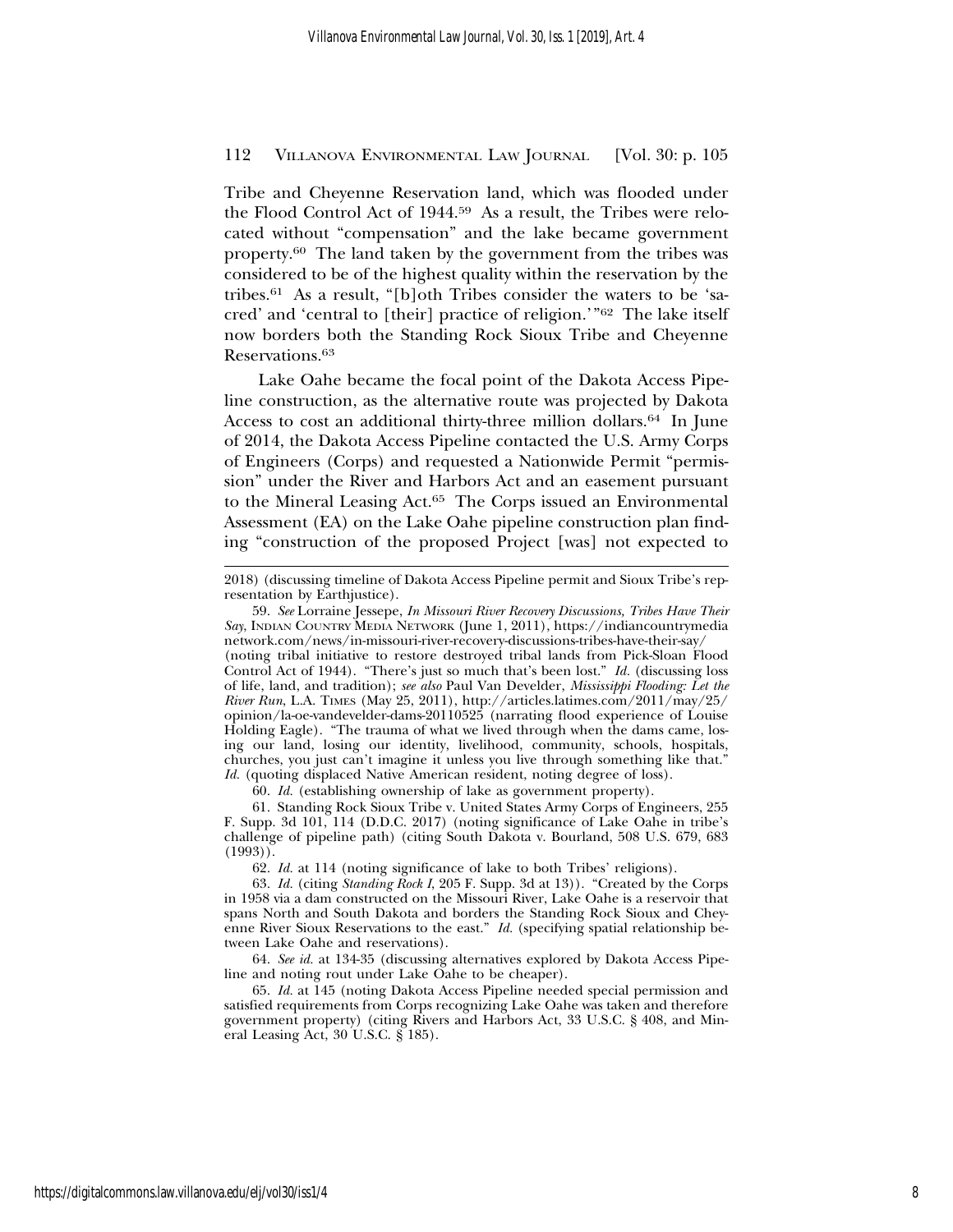Tribe and Cheyenne Reservation land, which was flooded under the Flood Control Act of 1944.[59] As a result, the Tribes were relocated without "compensation" and the lake became government property.[60] The land taken by the government from the tribes was considered to be of the highest quality within the reservation by the tribes.[61] As a result, "[b]oth Tribes consider the waters to be 'sacred' and 'central to [their] practice of religion.'"[62] The lake itself now borders both the Standing Rock Sioux Tribe and Cheyenne Reservations.[63]

Lake Oahe became the focal point of the Dakota Access Pipeline construction, as the alternative route was projected by Dakota Access to cost an additional thirty-three million dollars.[64] In June of 2014, the Dakota Access Pipeline contacted the U.S. Army Corps of Engineers (Corps) and requested a Nationwide Permit "permission" under the River and Harbors Act and an easement pursuant to the Mineral Leasing Act.[65] The Corps issued an Environmental Assessment (EA) on the Lake Oahe pipeline construction plan finding "construction of the proposed Project [was] not expected to

---

2018) (discussing timeline of Dakota Access Pipeline permit and Sioux Tribe's representation by Earthjustice).

59. *See* Lorraine Jessepe, *In Missouri River Recovery Discussions, Tribes Have Their Say*, INDIAN COUNTRY MEDIA NETWORK (June 1, 2011), https://indiancountrymedia network.com/news/in-missouri-river-recovery-discussions-tribes-have-their-say/ (noting tribal initiative to restore destroyed tribal lands from Pick-Sloan Flood Control Act of 1944). "There's just so much that's been lost." *Id.* (discussing loss of life, land, and tradition); *see also* Paul Van Develder, *Mississippi Flooding: Let the River Run*, L.A. TIMES (May 25, 2011), http://articles.latimes.com/2011/may/25/ opinion/la-oe-vandevelder-dams-20110525 (narrating flood experience of Louise Holding Eagle). "The trauma of what we lived through when the dams came, losing our land, losing our identity, livelihood, community, schools, hospitals, churches, you just can't imagine it unless you live through something like that." *Id.* (quoting displaced Native American resident, noting degree of loss).

60. *Id.* (establishing ownership of lake as government property).

61. Standing Rock Sioux Tribe v. United States Army Corps of Engineers, 255 F. Supp. 3d 101, 114 (D.D.C. 2017) (noting significance of Lake Oahe in tribe's challenge of pipeline path) (citing South Dakota v. Bourland, 508 U.S. 679, 683 (1993)).

62. *Id.* at 114 (noting significance of lake to both Tribes' religions).

63. *Id.* (citing *Standing Rock I*, 205 F. Supp. 3d at 13)). "Created by the Corps in 1958 via a dam constructed on the Missouri River, Lake Oahe is a reservoir that spans North and South Dakota and borders the Standing Rock Sioux and Cheyenne River Sioux Reservations to the east." *Id.* (specifying spatial relationship between Lake Oahe and reservations).

64. *See id.* at 134-35 (discussing alternatives explored by Dakota Access Pipeline and noting rout under Lake Oahe to be cheaper).

65. *Id.* at 145 (noting Dakota Access Pipeline needed special permission and satisfied requirements from Corps recognizing Lake Oahe was taken and therefore government property) (citing Rivers and Harbors Act, 33 U.S.C. § 408, and Mineral Leasing Act, 30 U.S.C. § 185).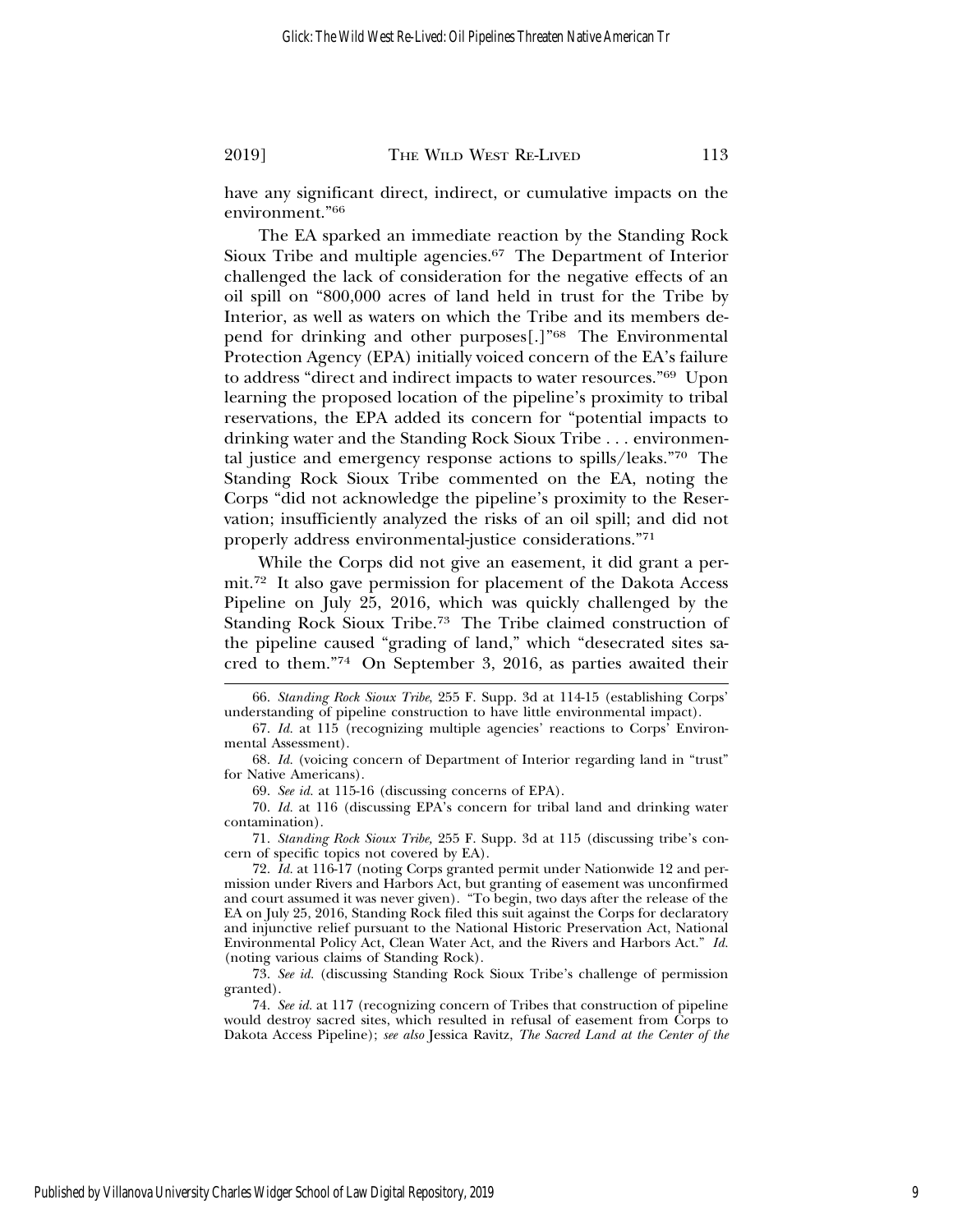have any significant direct, indirect, or cumulative impacts on the environment."[66]

The EA sparked an immediate reaction by the Standing Rock Sioux Tribe and multiple agencies.[67] The Department of Interior challenged the lack of consideration for the negative effects of an oil spill on "800,000 acres of land held in trust for the Tribe by Interior, as well as waters on which the Tribe and its members depend for drinking and other purposes[.]"[68] The Environmental Protection Agency (EPA) initially voiced concern of the EA's failure to address "direct and indirect impacts to water resources."[69] Upon learning the proposed location of the pipeline's proximity to tribal reservations, the EPA added its concern for "potential impacts to drinking water and the Standing Rock Sioux Tribe . . . environmental justice and emergency response actions to spills/leaks."[70] The Standing Rock Sioux Tribe commented on the EA, noting the Corps "did not acknowledge the pipeline's proximity to the Reservation; insufficiently analyzed the risks of an oil spill; and did not properly address environmental-justice considerations."[71]

While the Corps did not give an easement, it did grant a permit.[72] It also gave permission for placement of the Dakota Access Pipeline on July 25, 2016, which was quickly challenged by the Standing Rock Sioux Tribe.[73] The Tribe claimed construction of the pipeline caused "grading of land," which "desecrated sites sacred to them."[74] On September 3, 2016, as parties awaited their

---

66. *Standing Rock Sioux Tribe*, 255 F. Supp. 3d at 114-15 (establishing Corps' understanding of pipeline construction to have little environmental impact).

67. *Id.* at 115 (recognizing multiple agencies' reactions to Corps' Environmental Assessment).

68. *Id.* (voicing concern of Department of Interior regarding land in "trust" for Native Americans).

69. *See id.* at 115-16 (discussing concerns of EPA).

70. *Id.* at 116 (discussing EPA's concern for tribal land and drinking water contamination).

71. *Standing Rock Sioux Tribe,* 255 F. Supp. 3d at 115 (discussing tribe's concern of specific topics not covered by EA).

72. *Id.* at 116-17 (noting Corps granted permit under Nationwide 12 and permission under Rivers and Harbors Act, but granting of easement was unconfirmed and court assumed it was never given). "To begin, two days after the release of the EA on July 25, 2016, Standing Rock filed this suit against the Corps for declaratory and injunctive relief pursuant to the National Historic Preservation Act, National Environmental Policy Act, Clean Water Act, and the Rivers and Harbors Act." *Id.* (noting various claims of Standing Rock).

73. *See id.* (discussing Standing Rock Sioux Tribe's challenge of permission granted).

74. *See id.* at 117 (recognizing concern of Tribes that construction of pipeline would destroy sacred sites, which resulted in refusal of easement from Corps to Dakota Access Pipeline); *see also* Jessica Ravitz, *The Sacred Land at the Center of the*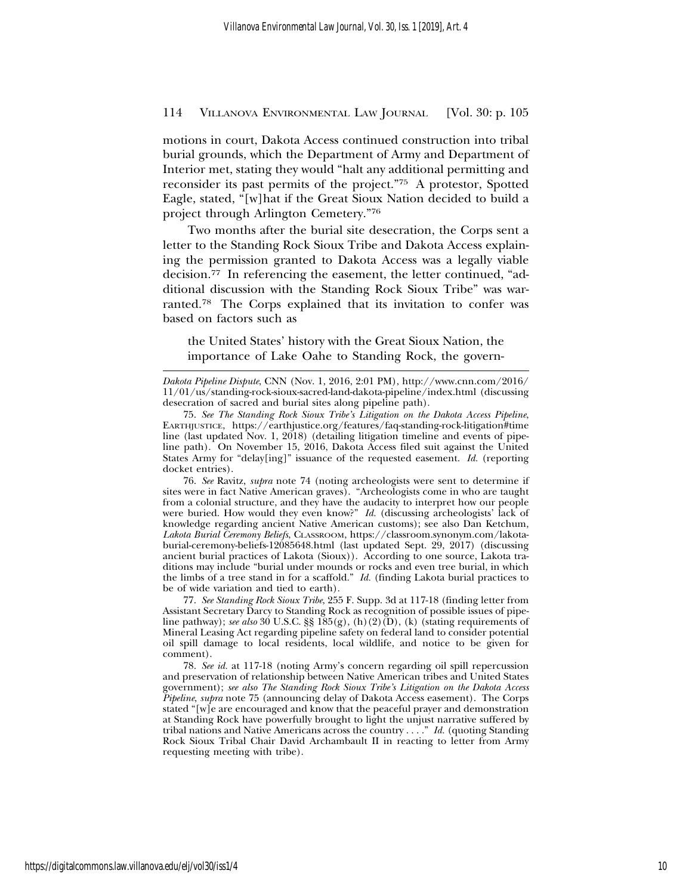motions in court, Dakota Access continued construction into tribal burial grounds, which the Department of Army and Department of Interior met, stating they would "halt any additional permitting and reconsider its past permits of the project."[75] A protestor, Spotted Eagle, stated, "[w]hat if the Great Sioux Nation decided to build a project through Arlington Cemetery."[76]

Two months after the burial site desecration, the Corps sent a letter to the Standing Rock Sioux Tribe and Dakota Access explaining the permission granted to Dakota Access was a legally viable decision.[77] In referencing the easement, the letter continued, "additional discussion with the Standing Rock Sioux Tribe" was warranted.[78] The Corps explained that its invitation to confer was based on factors such as

> the United States' history with the Great Sioux Nation, the importance of Lake Oahe to Standing Rock, the govern-

---

*Dakota Pipeline Dispute*, CNN (Nov. 1, 2016, 2:01 PM), http://www.cnn.com/2016/11/01/us/standing-rock-sioux-sacred-land-dakota-pipeline/index.html (discussing desecration of sacred and burial sites along pipeline path).

75. *See The Standing Rock Sioux Tribe's Litigation on the Dakota Access Pipeline*, EARTHJUSTICE, https://earthjustice.org/features/faq-standing-rock-litigation#timeline (last updated Nov. 1, 2018) (detailing litigation timeline and events of pipeline path). On November 15, 2016, Dakota Access filed suit against the United States Army for "delay[ing]" issuance of the requested easement. *Id.* (reporting docket entries).

76. *See* Ravitz, *supra* note 74 (noting archeologists were sent to determine if sites were in fact Native American graves). "Archeologists come in who are taught from a colonial structure, and they have the audacity to interpret how our people were buried. How would they even know?" *Id.* (discussing archeologists' lack of knowledge regarding ancient Native American customs); see also Dan Ketchum, *Lakota Burial Ceremony Beliefs*, CLASSROOM, https://classroom.synonym.com/lakota-burial-ceremony-beliefs-12085648.html (last updated Sept. 29, 2017) (discussing ancient burial practices of Lakota (Sioux)). According to one source, Lakota traditions may include "burial under mounds or rocks and even tree burial, in which the limbs of a tree stand in for a scaffold." *Id.* (finding Lakota burial practices to be of wide variation and tied to earth).

77. *See Standing Rock Sioux Tribe*, 255 F. Supp. 3d at 117-18 (finding letter from Assistant Secretary Darcy to Standing Rock as recognition of possible issues of pipeline pathway); *see also* 30 U.S.C. §§ 185(g), (h)(2)(D), (k) (stating requirements of Mineral Leasing Act regarding pipeline safety on federal land to consider potential oil spill damage to local residents, local wildlife, and notice to be given for comment).

78. *See id.* at 117-18 (noting Army's concern regarding oil spill repercussion and preservation of relationship between Native American tribes and United States government); *see also The Standing Rock Sioux Tribe's Litigation on the Dakota Access Pipeline*, *supra* note 75 (announcing delay of Dakota Access easement). The Corps stated "[w]e are encouraged and know that the peaceful prayer and demonstration at Standing Rock have powerfully brought to light the unjust narrative suffered by tribal nations and Native Americans across the country . . . ." *Id.* (quoting Standing Rock Sioux Tribal Chair David Archambault II in reacting to letter from Army requesting meeting with tribe).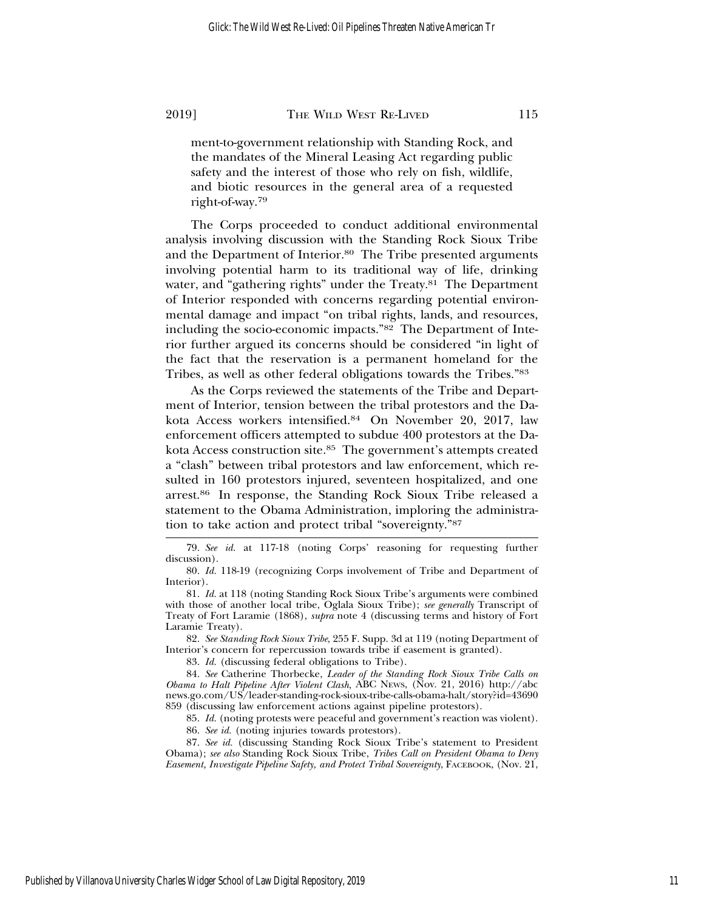ment-to-government relationship with Standing Rock, and the mandates of the Mineral Leasing Act regarding public safety and the interest of those who rely on fish, wildlife, and biotic resources in the general area of a requested right-of-way.[79]

The Corps proceeded to conduct additional environmental analysis involving discussion with the Standing Rock Sioux Tribe and the Department of Interior.[80] The Tribe presented arguments involving potential harm to its traditional way of life, drinking water, and "gathering rights" under the Treaty.[81] The Department of Interior responded with concerns regarding potential environmental damage and impact "on tribal rights, lands, and resources, including the socio-economic impacts."[82] The Department of Interior further argued its concerns should be considered "in light of the fact that the reservation is a permanent homeland for the Tribes, as well as other federal obligations towards the Tribes."[83]

As the Corps reviewed the statements of the Tribe and Department of Interior, tension between the tribal protestors and the Dakota Access workers intensified.[84] On November 20, 2017, law enforcement officers attempted to subdue 400 protestors at the Dakota Access construction site.[85] The government's attempts created a "clash" between tribal protestors and law enforcement, which resulted in 160 protestors injured, seventeen hospitalized, and one arrest.[86] In response, the Standing Rock Sioux Tribe released a statement to the Obama Administration, imploring the administration to take action and protect tribal "sovereignty."[87]

---

79. *See id.* at 117-18 (noting Corps' reasoning for requesting further discussion).

80. *Id.* 118-19 (recognizing Corps involvement of Tribe and Department of Interior).

81. *Id.* at 118 (noting Standing Rock Sioux Tribe's arguments were combined with those of another local tribe, Oglala Sioux Tribe); *see generally* Transcript of Treaty of Fort Laramie (1868), *supra* note 4 (discussing terms and history of Fort Laramie Treaty).

82. *See Standing Rock Sioux Tribe*, 255 F. Supp. 3d at 119 (noting Department of Interior's concern for repercussion towards tribe if easement is granted).

83. *Id.* (discussing federal obligations to Tribe).

84. *See* Catherine Thorbecke, *Leader of the Standing Rock Sioux Tribe Calls on Obama to Halt Pipeline After Violent Clash*, ABC NEWS, (Nov. 21, 2016) http://abcnews.go.com/US/leader-standing-rock-sioux-tribe-calls-obama-halt/story?id=43690859 (discussing law enforcement actions against pipeline protestors).

85. *Id.* (noting protests were peaceful and government's reaction was violent).

86. *See id.* (noting injuries towards protestors).

87. *See id.* (discussing Standing Rock Sioux Tribe's statement to President Obama); *see also* Standing Rock Sioux Tribe, *Tribes Call on President Obama to Deny Easement, Investigate Pipeline Safety, and Protect Tribal Sovereignty*, FACEBOOK, (Nov. 21,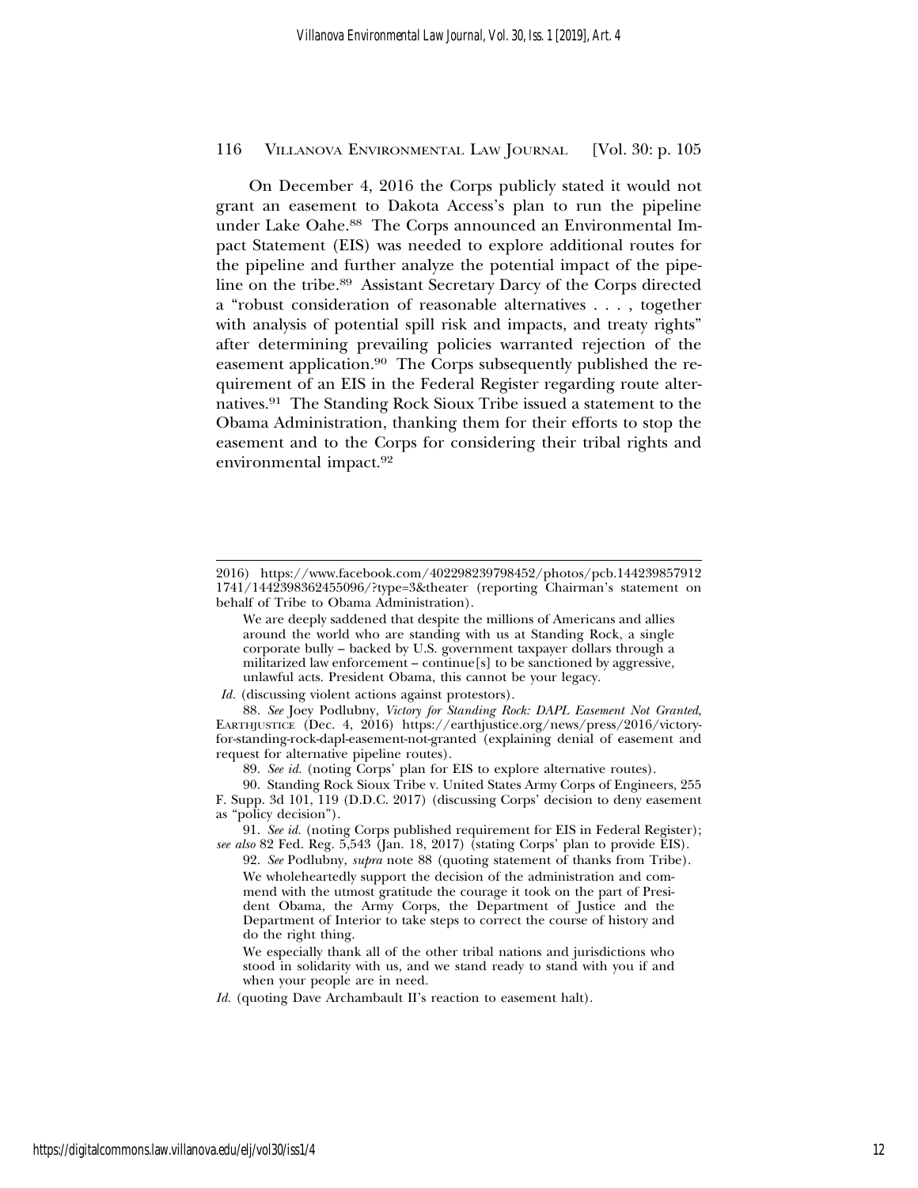On December 4, 2016 the Corps publicly stated it would not grant an easement to Dakota Access's plan to run the pipeline under Lake Oahe.[88] The Corps announced an Environmental Impact Statement (EIS) was needed to explore additional routes for the pipeline and further analyze the potential impact of the pipeline on the tribe.[89] Assistant Secretary Darcy of the Corps directed a "robust consideration of reasonable alternatives . . . , together with analysis of potential spill risk and impacts, and treaty rights" after determining prevailing policies warranted rejection of the easement application.[90] The Corps subsequently published the requirement of an EIS in the Federal Register regarding route alternatives.[91] The Standing Rock Sioux Tribe issued a statement to the Obama Administration, thanking them for their efforts to stop the easement and to the Corps for considering their tribal rights and environmental impact.[92]

---

2016) https://www.facebook.com/402298239798452/photos/pcb.1442398579121741/1442398362455096/?type=3&theater (reporting Chairman's statement on behalf of Tribe to Obama Administration).

> We are deeply saddened that despite the millions of Americans and allies around the world who are standing with us at Standing Rock, a single corporate bully – backed by U.S. government taxpayer dollars through a militarized law enforcement – continue[s] to be sanctioned by aggressive, unlawful acts. President Obama, this cannot be your legacy.

*Id.* (discussing violent actions against protestors).

88. *See* Joey Podlubny, *Victory for Standing Rock: DAPL Easement Not Granted*, EARTHJUSTICE (Dec. 4, 2016) https://earthjustice.org/news/press/2016/victory-for-standing-rock-dapl-easement-not-granted (explaining denial of easement and request for alternative pipeline routes).

89. *See id.* (noting Corps' plan for EIS to explore alternative routes).

90. Standing Rock Sioux Tribe v. United States Army Corps of Engineers, 255 F. Supp. 3d 101, 119 (D.D.C. 2017) (discussing Corps' decision to deny easement as "policy decision").

91. *See id.* (noting Corps published requirement for EIS in Federal Register); *see also* 82 Fed. Reg. 5,543 (Jan. 18, 2017) (stating Corps' plan to provide EIS).

92. *See* Podlubny, *supra* note 88 (quoting statement of thanks from Tribe).

> We wholeheartedly support the decision of the administration and commend with the utmost gratitude the courage it took on the part of President Obama, the Army Corps, the Department of Justice and the Department of Interior to take steps to correct the course of history and do the right thing.
>
> We especially thank all of the other tribal nations and jurisdictions who stood in solidarity with us, and we stand ready to stand with you if and when your people are in need.

*Id.* (quoting Dave Archambault II's reaction to easement halt).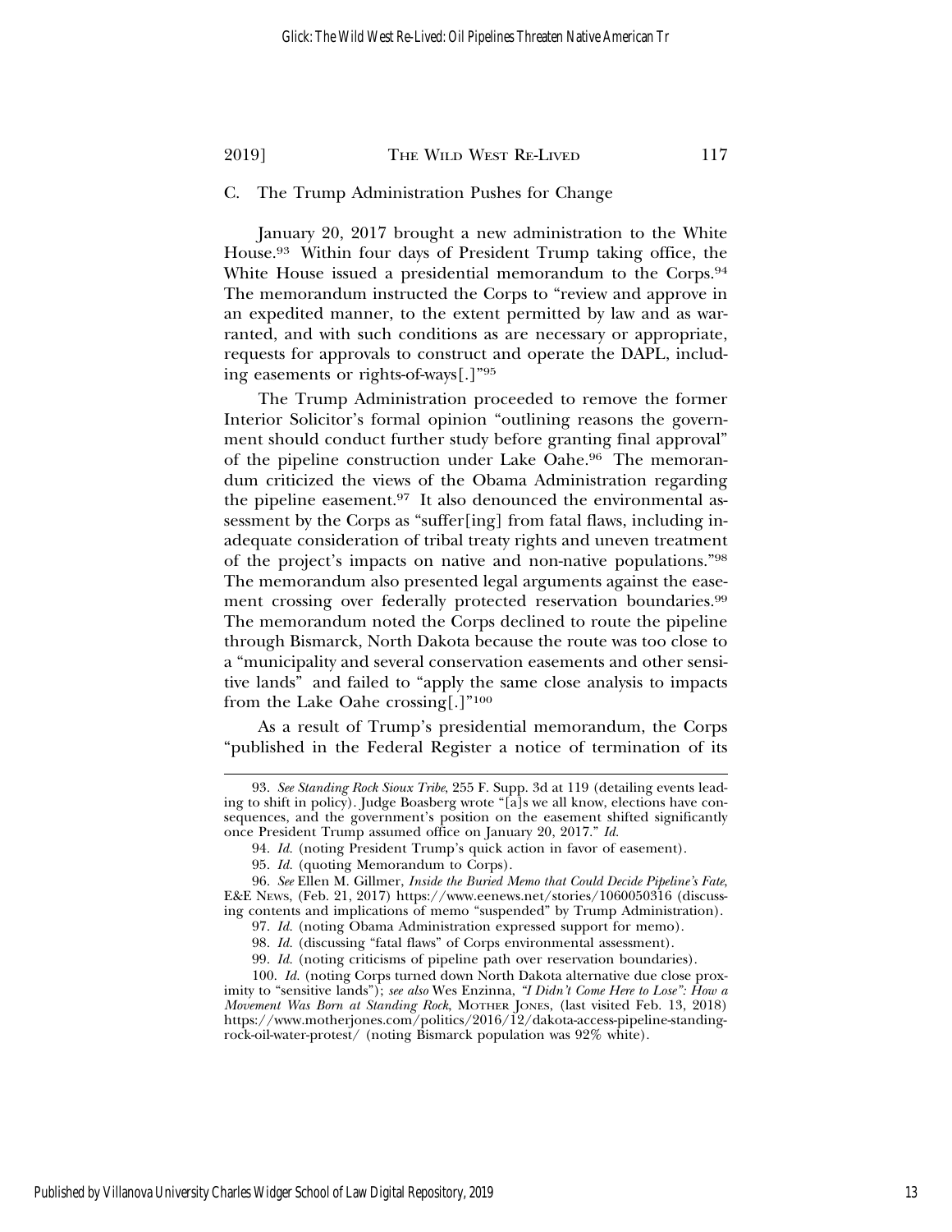### C. The Trump Administration Pushes for Change

January 20, 2017 brought a new administration to the White House.[93] Within four days of President Trump taking office, the White House issued a presidential memorandum to the Corps.[94] The memorandum instructed the Corps to "review and approve in an expedited manner, to the extent permitted by law and as warranted, and with such conditions as are necessary or appropriate, requests for approvals to construct and operate the DAPL, including easements or rights-of-ways[.]"[95]

The Trump Administration proceeded to remove the former Interior Solicitor's formal opinion "outlining reasons the government should conduct further study before granting final approval" of the pipeline construction under Lake Oahe.[96] The memorandum criticized the views of the Obama Administration regarding the pipeline easement.[97] It also denounced the environmental assessment by the Corps as "suffer[ing] from fatal flaws, including inadequate consideration of tribal treaty rights and uneven treatment of the project's impacts on native and non-native populations."[98] The memorandum also presented legal arguments against the easement crossing over federally protected reservation boundaries.[99] The memorandum noted the Corps declined to route the pipeline through Bismarck, North Dakota because the route was too close to a "municipality and several conservation easements and other sensitive lands" and failed to "apply the same close analysis to impacts from the Lake Oahe crossing[.]"[100]

As a result of Trump's presidential memorandum, the Corps "published in the Federal Register a notice of termination of its

---

93. *See Standing Rock Sioux Tribe*, 255 F. Supp. 3d at 119 (detailing events leading to shift in policy). Judge Boasberg wrote "[a]s we all know, elections have consequences, and the government's position on the easement shifted significantly once President Trump assumed office on January 20, 2017." *Id.*

94. *Id.* (noting President Trump's quick action in favor of easement).

95. *Id.* (quoting Memorandum to Corps).

96. *See* Ellen M. Gillmer, *Inside the Buried Memo that Could Decide Pipeline's Fate*, E&E NEWS, (Feb. 21, 2017) https://www.eenews.net/stories/1060050316 (discussing contents and implications of memo "suspended" by Trump Administration).

97. *Id.* (noting Obama Administration expressed support for memo).

98. *Id.* (discussing "fatal flaws" of Corps environmental assessment).

99. *Id.* (noting criticisms of pipeline path over reservation boundaries).

100. *Id.* (noting Corps turned down North Dakota alternative due close proximity to "sensitive lands"); *see also* Wes Enzinna, *"I Didn't Come Here to Lose": How a Movement Was Born at Standing Rock*, MOTHER JONES, (last visited Feb. 13, 2018) https://www.motherjones.com/politics/2016/12/dakota-access-pipeline-standing-rock-oil-water-protest/ (noting Bismarck population was 92% white).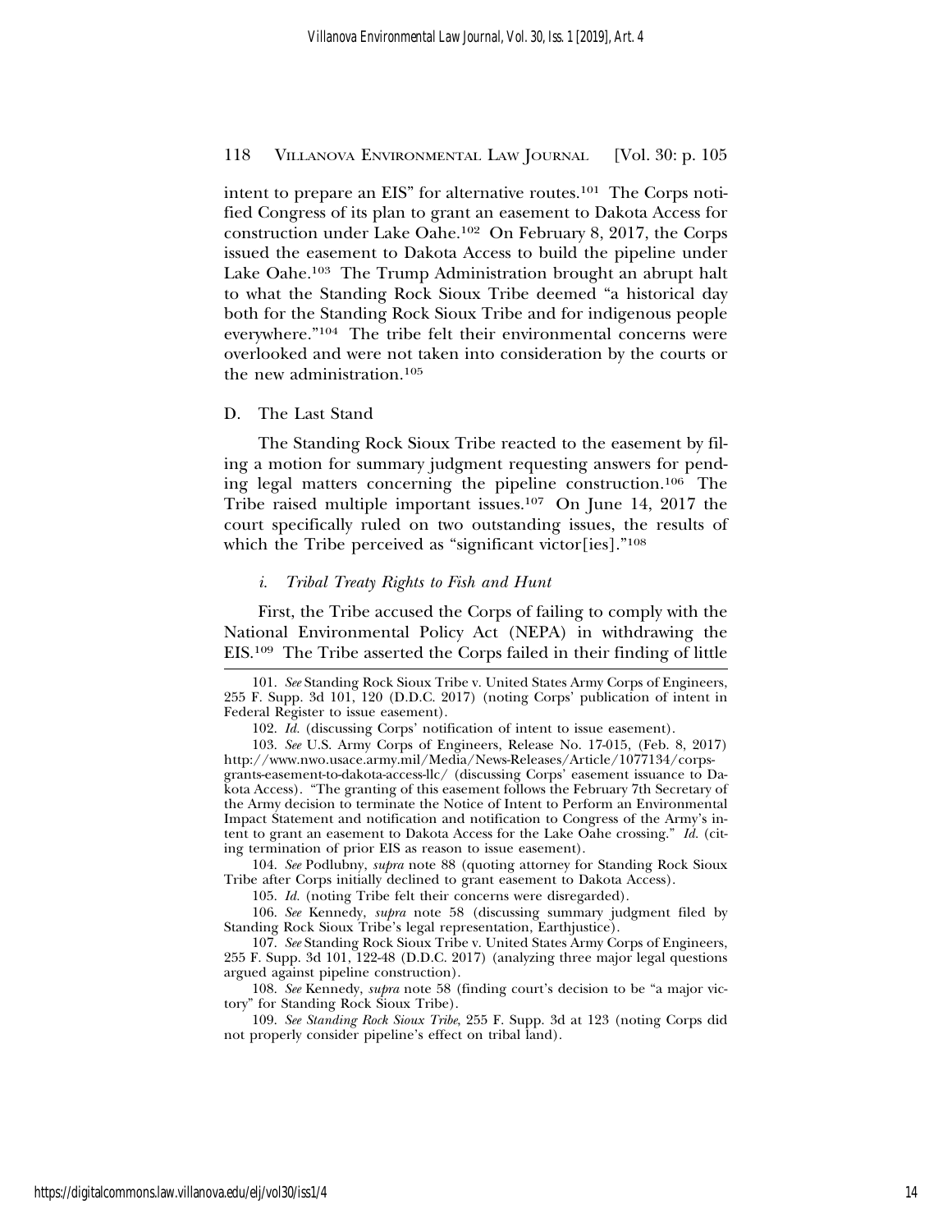intent to prepare an EIS" for alternative routes.[101] The Corps notified Congress of its plan to grant an easement to Dakota Access for construction under Lake Oahe.[102] On February 8, 2017, the Corps issued the easement to Dakota Access to build the pipeline under Lake Oahe.[103] The Trump Administration brought an abrupt halt to what the Standing Rock Sioux Tribe deemed "a historical day both for the Standing Rock Sioux Tribe and for indigenous people everywhere."[104] The tribe felt their environmental concerns were overlooked and were not taken into consideration by the courts or the new administration.[105]

### D. The Last Stand

The Standing Rock Sioux Tribe reacted to the easement by filing a motion for summary judgment requesting answers for pending legal matters concerning the pipeline construction.[106] The Tribe raised multiple important issues.[107] On June 14, 2017 the court specifically ruled on two outstanding issues, the results of which the Tribe perceived as "significant victor[ies]."[108]

#### *i. Tribal Treaty Rights to Fish and Hunt*

First, the Tribe accused the Corps of failing to comply with the National Environmental Policy Act (NEPA) in withdrawing the EIS.[109] The Tribe asserted the Corps failed in their finding of little

---

101. *See* Standing Rock Sioux Tribe v. United States Army Corps of Engineers, 255 F. Supp. 3d 101, 120 (D.D.C. 2017) (noting Corps' publication of intent in Federal Register to issue easement).

102. *Id.* (discussing Corps' notification of intent to issue easement).

103. *See* U.S. Army Corps of Engineers, Release No. 17-015, (Feb. 8, 2017) http://www.nwo.usace.army.mil/Media/News-Releases/Article/1077134/corps-grants-easement-to-dakota-access-llc/ (discussing Corps' easement issuance to Dakota Access). "The granting of this easement follows the February 7th Secretary of the Army decision to terminate the Notice of Intent to Perform an Environmental Impact Statement and notification and notification to Congress of the Army's intent to grant an easement to Dakota Access for the Lake Oahe crossing." *Id.* (citing termination of prior EIS as reason to issue easement).

104. *See* Podlubny, *supra* note 88 (quoting attorney for Standing Rock Sioux Tribe after Corps initially declined to grant easement to Dakota Access).

105. *Id.* (noting Tribe felt their concerns were disregarded).

106. *See* Kennedy, *supra* note 58 (discussing summary judgment filed by Standing Rock Sioux Tribe's legal representation, Earthjustice).

107. *See* Standing Rock Sioux Tribe v. United States Army Corps of Engineers, 255 F. Supp. 3d 101, 122-48 (D.D.C. 2017) (analyzing three major legal questions argued against pipeline construction).

108. *See* Kennedy, *supra* note 58 (finding court's decision to be "a major victory" for Standing Rock Sioux Tribe).

109. *See Standing Rock Sioux Tribe*, 255 F. Supp. 3d at 123 (noting Corps did not properly consider pipeline's effect on tribal land).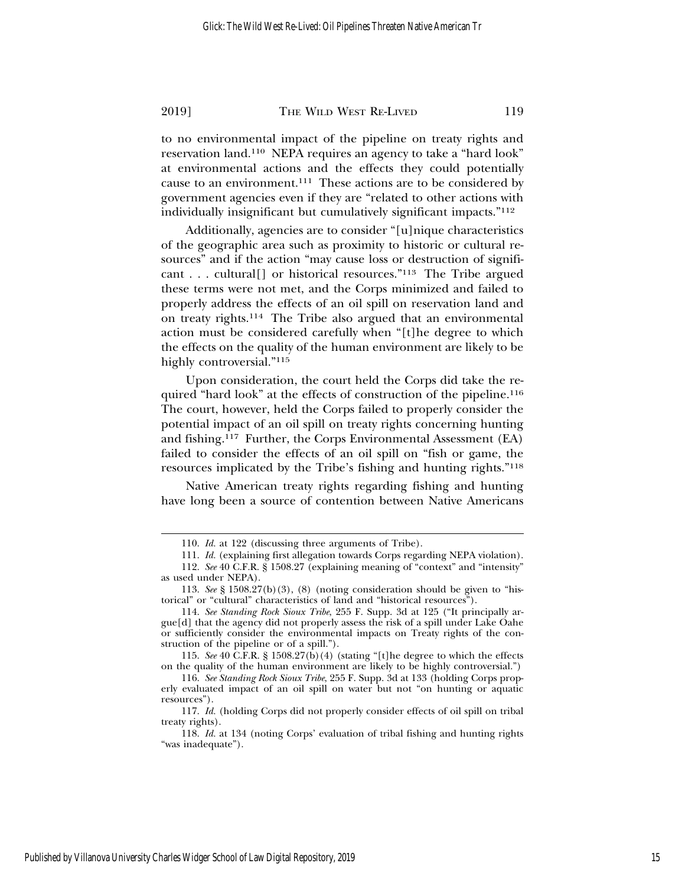to no environmental impact of the pipeline on treaty rights and reservation land.[110] NEPA requires an agency to take a "hard look" at environmental actions and the effects they could potentially cause to an environment.[111] These actions are to be considered by government agencies even if they are "related to other actions with individually insignificant but cumulatively significant impacts."[112]

Additionally, agencies are to consider "[u]nique characteristics of the geographic area such as proximity to historic or cultural resources" and if the action "may cause loss or destruction of significant . . . cultural[] or historical resources."[113] The Tribe argued these terms were not met, and the Corps minimized and failed to properly address the effects of an oil spill on reservation land and on treaty rights.[114] The Tribe also argued that an environmental action must be considered carefully when "[t]he degree to which the effects on the quality of the human environment are likely to be highly controversial."[115]

Upon consideration, the court held the Corps did take the required "hard look" at the effects of construction of the pipeline.[116] The court, however, held the Corps failed to properly consider the potential impact of an oil spill on treaty rights concerning hunting and fishing.[117] Further, the Corps Environmental Assessment (EA) failed to consider the effects of an oil spill on "fish or game, the resources implicated by the Tribe's fishing and hunting rights."[118]

Native American treaty rights regarding fishing and hunting have long been a source of contention between Native Americans

---

110. *Id.* at 122 (discussing three arguments of Tribe).

111. *Id.* (explaining first allegation towards Corps regarding NEPA violation).

112. *See* 40 C.F.R. § 1508.27 (explaining meaning of "context" and "intensity" as used under NEPA).

113. *See* § 1508.27(b)(3), (8) (noting consideration should be given to "historical" or "cultural" characteristics of land and "historical resources").

114. *See Standing Rock Sioux Tribe*, 255 F. Supp. 3d at 125 ("It principally argue[d] that the agency did not properly assess the risk of a spill under Lake Oahe or sufficiently consider the environmental impacts on Treaty rights of the construction of the pipeline or of a spill.").

115. *See* 40 C.F.R. § 1508.27(b)(4) (stating "[t]he degree to which the effects on the quality of the human environment are likely to be highly controversial.")

116. *See Standing Rock Sioux Tribe*, 255 F. Supp. 3d at 133 (holding Corps properly evaluated impact of an oil spill on water but not "on hunting or aquatic resources").

117. *Id.* (holding Corps did not properly consider effects of oil spill on tribal treaty rights).

118. *Id.* at 134 (noting Corps' evaluation of tribal fishing and hunting rights "was inadequate").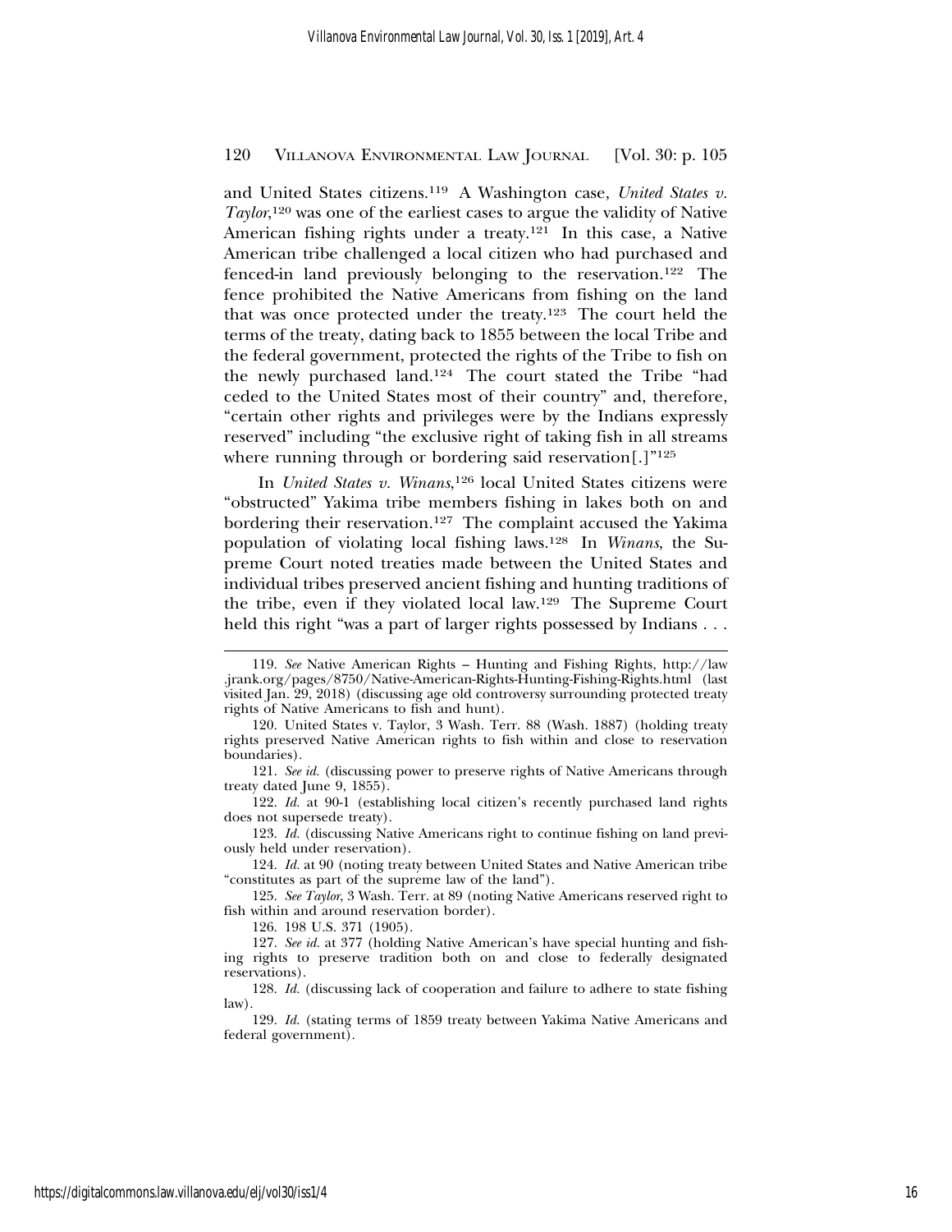and United States citizens.[119] A Washington case, *United States v. Taylor*,[120] was one of the earliest cases to argue the validity of Native American fishing rights under a treaty.[121] In this case, a Native American tribe challenged a local citizen who had purchased and fenced-in land previously belonging to the reservation.[122] The fence prohibited the Native Americans from fishing on the land that was once protected under the treaty.[123] The court held the terms of the treaty, dating back to 1855 between the local Tribe and the federal government, protected the rights of the Tribe to fish on the newly purchased land.[124] The court stated the Tribe "had ceded to the United States most of their country" and, therefore, "certain other rights and privileges were by the Indians expressly reserved" including "the exclusive right of taking fish in all streams where running through or bordering said reservation[.]"[125]

In *United States v. Winans*,[126] local United States citizens were "obstructed" Yakima tribe members fishing in lakes both on and bordering their reservation.[127] The complaint accused the Yakima population of violating local fishing laws.[128] In *Winans*, the Supreme Court noted treaties made between the United States and individual tribes preserved ancient fishing and hunting traditions of the tribe, even if they violated local law.[129] The Supreme Court held this right "was a part of larger rights possessed by Indians . . .

---

119. *See* Native American Rights – Hunting and Fishing Rights, http://law.jrank.org/pages/8750/Native-American-Rights-Hunting-Fishing-Rights.html (last visited Jan. 29, 2018) (discussing age old controversy surrounding protected treaty rights of Native Americans to fish and hunt).

120. United States v. Taylor, 3 Wash. Terr. 88 (Wash. 1887) (holding treaty rights preserved Native American rights to fish within and close to reservation boundaries).

121. *See id.* (discussing power to preserve rights of Native Americans through treaty dated June 9, 1855).

122. *Id.* at 90-1 (establishing local citizen's recently purchased land rights does not supersede treaty).

123. *Id.* (discussing Native Americans right to continue fishing on land previously held under reservation).

124. *Id.* at 90 (noting treaty between United States and Native American tribe "constitutes as part of the supreme law of the land").

125. *See Taylor*, 3 Wash. Terr. at 89 (noting Native Americans reserved right to fish within and around reservation border).

126. 198 U.S. 371 (1905).

127. *See id.* at 377 (holding Native American's have special hunting and fishing rights to preserve tradition both on and close to federally designated reservations).

128. *Id.* (discussing lack of cooperation and failure to adhere to state fishing law).

129. *Id.* (stating terms of 1859 treaty between Yakima Native Americans and federal government).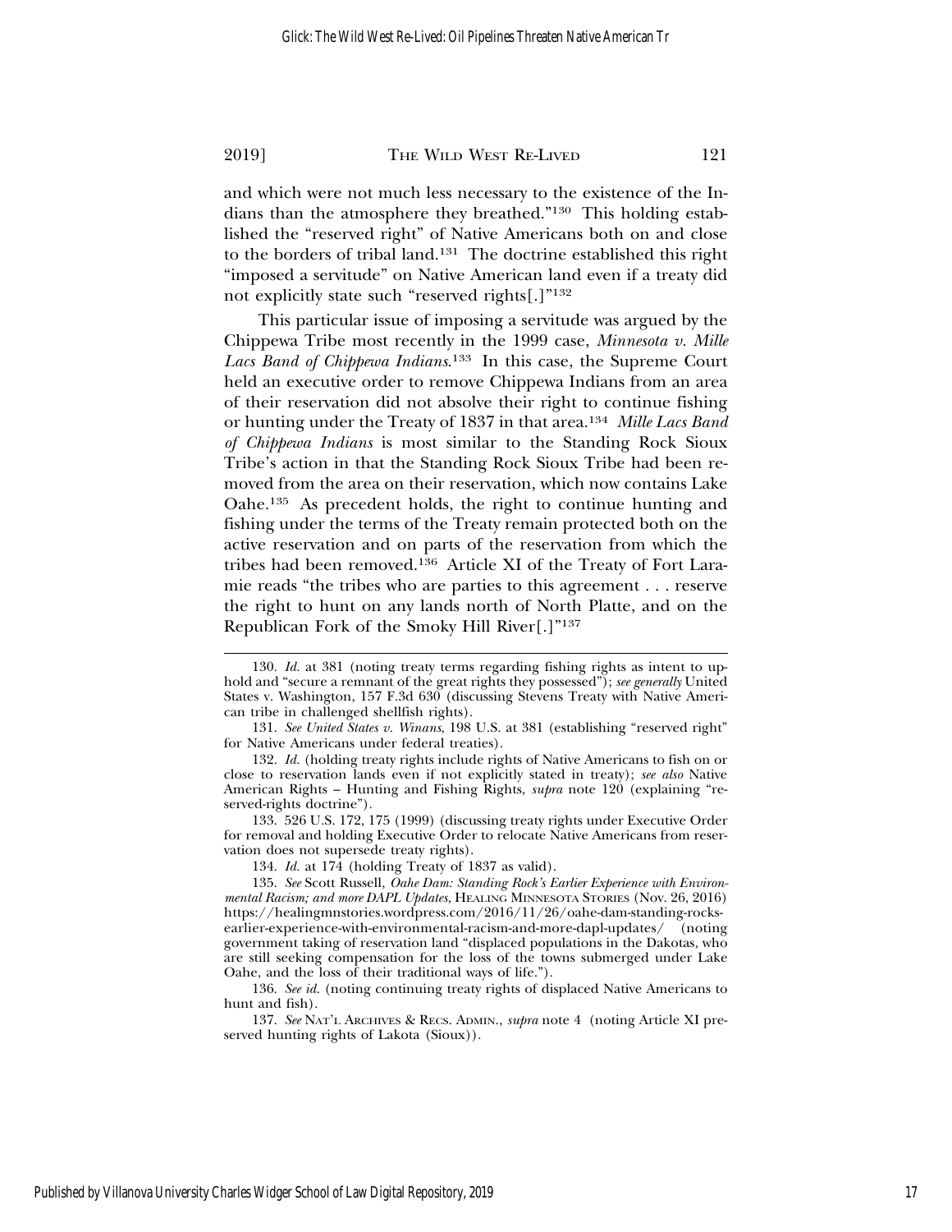and which were not much less necessary to the existence of the Indians than the atmosphere they breathed."[130] This holding established the "reserved right" of Native Americans both on and close to the borders of tribal land.[131] The doctrine established this right "imposed a servitude" on Native American land even if a treaty did not explicitly state such "reserved rights[.]"[132]

This particular issue of imposing a servitude was argued by the Chippewa Tribe most recently in the 1999 case, *Minnesota v. Mille Lacs Band of Chippewa Indians*.[133] In this case, the Supreme Court held an executive order to remove Chippewa Indians from an area of their reservation did not absolve their right to continue fishing or hunting under the Treaty of 1837 in that area.[134] *Mille Lacs Band of Chippewa Indians* is most similar to the Standing Rock Sioux Tribe's action in that the Standing Rock Sioux Tribe had been removed from the area on their reservation, which now contains Lake Oahe.[135] As precedent holds, the right to continue hunting and fishing under the terms of the Treaty remain protected both on the active reservation and on parts of the reservation from which the tribes had been removed.[136] Article XI of the Treaty of Fort Laramie reads "the tribes who are parties to this agreement . . . reserve the right to hunt on any lands north of North Platte, and on the Republican Fork of the Smoky Hill River[.]"[137]

---

130. *Id.* at 381 (noting treaty terms regarding fishing rights as intent to uphold and "secure a remnant of the great rights they possessed"); *see generally* United States v. Washington, 157 F.3d 630 (discussing Stevens Treaty with Native American tribe in challenged shellfish rights).

131. *See United States v. Winans*, 198 U.S. at 381 (establishing "reserved right" for Native Americans under federal treaties).

132. *Id.* (holding treaty rights include rights of Native Americans to fish on or close to reservation lands even if not explicitly stated in treaty); *see also* Native American Rights – Hunting and Fishing Rights, *supra* note 120 (explaining "reserved-rights doctrine").

133. 526 U.S. 172, 175 (1999) (discussing treaty rights under Executive Order for removal and holding Executive Order to relocate Native Americans from reservation does not supersede treaty rights).

134. *Id.* at 174 (holding Treaty of 1837 as valid).

135. *See* Scott Russell, *Oahe Dam: Standing Rock's Earlier Experience with Environmental Racism; and more DAPL Updates*, HEALING MINNESOTA STORIES (Nov. 26, 2016) https://healingmnstories.wordpress.com/2016/11/26/oahe-dam-standing-rocks-earlier-experience-with-environmental-racism-and-more-dapl-updates/ (noting government taking of reservation land "displaced populations in the Dakotas, who are still seeking compensation for the loss of the towns submerged under Lake Oahe, and the loss of their traditional ways of life.").

136. *See id.* (noting continuing treaty rights of displaced Native Americans to hunt and fish).

137. *See* NAT'L ARCHIVES & RECS. ADMIN., *supra* note 4 (noting Article XI preserved hunting rights of Lakota (Sioux)).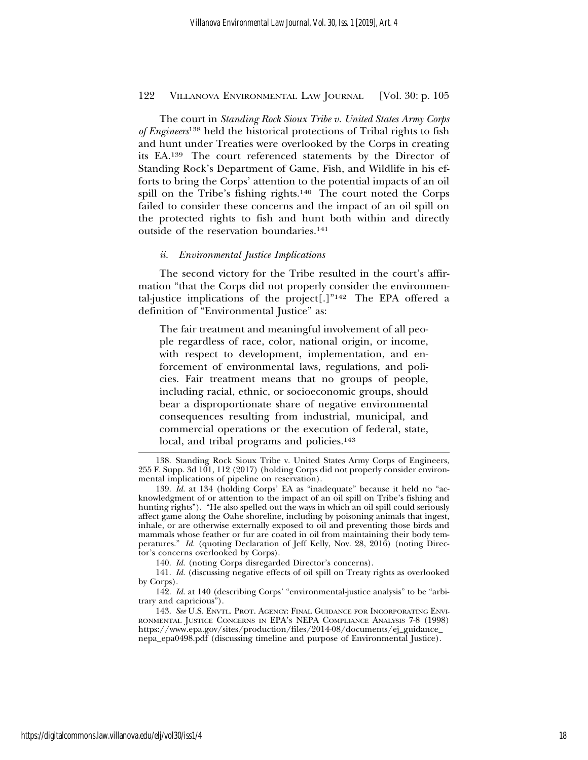The court in *Standing Rock Sioux Tribe v. United States Army Corps of Engineers*[138] held the historical protections of Tribal rights to fish and hunt under Treaties were overlooked by the Corps in creating its EA.[139] The court referenced statements by the Director of Standing Rock's Department of Game, Fish, and Wildlife in his efforts to bring the Corps' attention to the potential impacts of an oil spill on the Tribe's fishing rights.[140] The court noted the Corps failed to consider these concerns and the impact of an oil spill on the protected rights to fish and hunt both within and directly outside of the reservation boundaries.[141]

#### *ii. Environmental Justice Implications*

The second victory for the Tribe resulted in the court's affirmation "that the Corps did not properly consider the environmental-justice implications of the project[.]"[142] The EPA offered a definition of "Environmental Justice" as:

> The fair treatment and meaningful involvement of all people regardless of race, color, national origin, or income, with respect to development, implementation, and enforcement of environmental laws, regulations, and policies. Fair treatment means that no groups of people, including racial, ethnic, or socioeconomic groups, should bear a disproportionate share of negative environmental consequences resulting from industrial, municipal, and commercial operations or the execution of federal, state, local, and tribal programs and policies.[143]

---

138. Standing Rock Sioux Tribe v. United States Army Corps of Engineers, 255 F. Supp. 3d 101, 112 (2017) (holding Corps did not properly consider environmental implications of pipeline on reservation).

139. *Id.* at 134 (holding Corps' EA as "inadequate" because it held no "acknowledgment of or attention to the impact of an oil spill on Tribe's fishing and hunting rights"). "He also spelled out the ways in which an oil spill could seriously affect game along the Oahe shoreline, including by poisoning animals that ingest, inhale, or are otherwise externally exposed to oil and preventing those birds and mammals whose feather or fur are coated in oil from maintaining their body temperatures." *Id.* (quoting Declaration of Jeff Kelly, Nov. 28, 2016) (noting Director's concerns overlooked by Corps).

140. *Id.* (noting Corps disregarded Director's concerns).

141. *Id.* (discussing negative effects of oil spill on Treaty rights as overlooked by Corps).

142. *Id.* at 140 (describing Corps' "environmental-justice analysis" to be "arbitrary and capricious").

143. *See* U.S. Envtl. Prot. Agency: Final Guidance for Incorporating Environmental Justice Concerns in EPA's NEPA Compliance Analysis 7-8 (1998) https://www.epa.gov/sites/production/files/2014-08/documents/ej_guidance_nepa_epa0498.pdf (discussing timeline and purpose of Environmental Justice).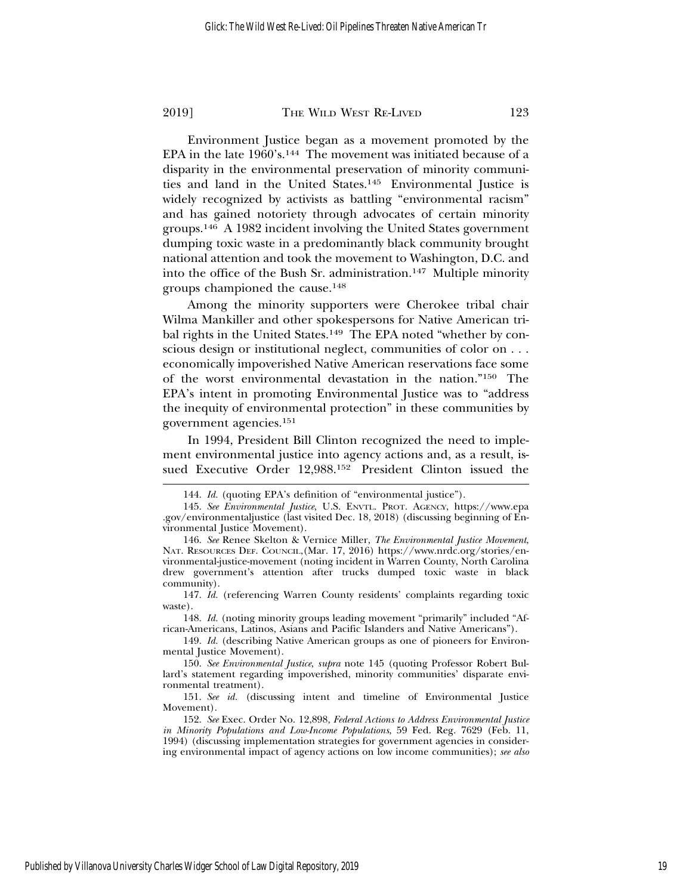Environment Justice began as a movement promoted by the EPA in the late 1960's.[144] The movement was initiated because of a disparity in the environmental preservation of minority communities and land in the United States.[145] Environmental Justice is widely recognized by activists as battling "environmental racism" and has gained notoriety through advocates of certain minority groups.[146] A 1982 incident involving the United States government dumping toxic waste in a predominantly black community brought national attention and took the movement to Washington, D.C. and into the office of the Bush Sr. administration.[147] Multiple minority groups championed the cause.[148]

Among the minority supporters were Cherokee tribal chair Wilma Mankiller and other spokespersons for Native American tribal rights in the United States.[149] The EPA noted "whether by conscious design or institutional neglect, communities of color on . . . economically impoverished Native American reservations face some of the worst environmental devastation in the nation."[150] The EPA's intent in promoting Environmental Justice was to "address the inequity of environmental protection" in these communities by government agencies.[151]

In 1994, President Bill Clinton recognized the need to implement environmental justice into agency actions and, as a result, issued Executive Order 12,988.[152] President Clinton issued the

---

144. *Id.* (quoting EPA's definition of "environmental justice").

145. *See Environmental Justice*, U.S. ENVTL. PROT. AGENCY, https://www.epa.gov/environmentaljustice (last visited Dec. 18, 2018) (discussing beginning of Environmental Justice Movement).

146. *See* Renee Skelton & Vernice Miller, *The Environmental Justice Movement*, NAT. RESOURCES DEF. COUNCIL,(Mar. 17, 2016) https://www.nrdc.org/stories/environmental-justice-movement (noting incident in Warren County, North Carolina drew government's attention after trucks dumped toxic waste in black community).

147. *Id.* (referencing Warren County residents' complaints regarding toxic waste).

148. *Id.* (noting minority groups leading movement "primarily" included "African-Americans, Latinos, Asians and Pacific Islanders and Native Americans").

149. *Id.* (describing Native American groups as one of pioneers for Environmental Justice Movement).

150. *See Environmental Justice*, *supra* note 145 (quoting Professor Robert Bullard's statement regarding impoverished, minority communities' disparate environmental treatment).

151. *See id.* (discussing intent and timeline of Environmental Justice Movement).

152. *See* Exec. Order No. 12,898, *Federal Actions to Address Environmental Justice in Minority Populations and Low-Income Populations*, 59 Fed. Reg. 7629 (Feb. 11, 1994) (discussing implementation strategies for government agencies in considering environmental impact of agency actions on low income communities); *see also*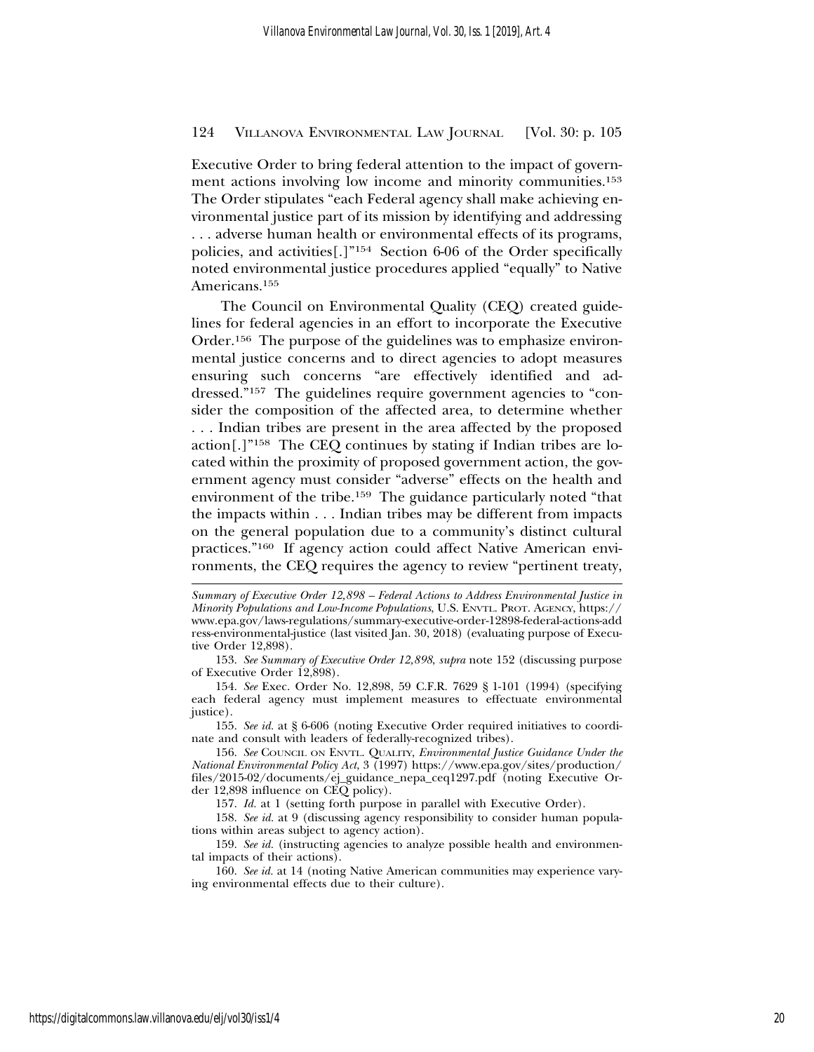Executive Order to bring federal attention to the impact of government actions involving low income and minority communities.[153] The Order stipulates "each Federal agency shall make achieving environmental justice part of its mission by identifying and addressing . . . adverse human health or environmental effects of its programs, policies, and activities[.]"[154] Section 6-06 of the Order specifically noted environmental justice procedures applied "equally" to Native Americans.[155]

The Council on Environmental Quality (CEQ) created guidelines for federal agencies in an effort to incorporate the Executive Order.[156] The purpose of the guidelines was to emphasize environmental justice concerns and to direct agencies to adopt measures ensuring such concerns "are effectively identified and addressed."[157] The guidelines require government agencies to "consider the composition of the affected area, to determine whether . . . Indian tribes are present in the area affected by the proposed action[.]"[158] The CEQ continues by stating if Indian tribes are located within the proximity of proposed government action, the government agency must consider "adverse" effects on the health and environment of the tribe.[159] The guidance particularly noted "that the impacts within . . . Indian tribes may be different from impacts on the general population due to a community's distinct cultural practices."[160] If agency action could affect Native American environments, the CEQ requires the agency to review "pertinent treaty,

---

*Summary of Executive Order 12,898 – Federal Actions to Address Environmental Justice in Minority Populations and Low-Income Populations*, U.S. ENVTL. PROT. AGENCY, https://www.epa.gov/laws-regulations/summary-executive-order-12898-federal-actions-address-environmental-justice (last visited Jan. 30, 2018) (evaluating purpose of Executive Order 12,898).

153. *See Summary of Executive Order 12,898*, *supra* note 152 (discussing purpose of Executive Order 12,898).

154. *See* Exec. Order No. 12,898, 59 C.F.R. 7629 § 1-101 (1994) (specifying each federal agency must implement measures to effectuate environmental justice).

155. *See id.* at § 6-606 (noting Executive Order required initiatives to coordinate and consult with leaders of federally-recognized tribes).

156. *See* COUNCIL ON ENVTL. QUALITY, *Environmental Justice Guidance Under the National Environmental Policy Act*, 3 (1997) https://www.epa.gov/sites/production/files/2015-02/documents/ej_guidance_nepa_ceq1297.pdf (noting Executive Order 12,898 influence on CEQ policy).

157. *Id.* at 1 (setting forth purpose in parallel with Executive Order).

158. *See id.* at 9 (discussing agency responsibility to consider human populations within areas subject to agency action).

159. *See id.* (instructing agencies to analyze possible health and environmental impacts of their actions).

160. *See id.* at 14 (noting Native American communities may experience varying environmental effects due to their culture).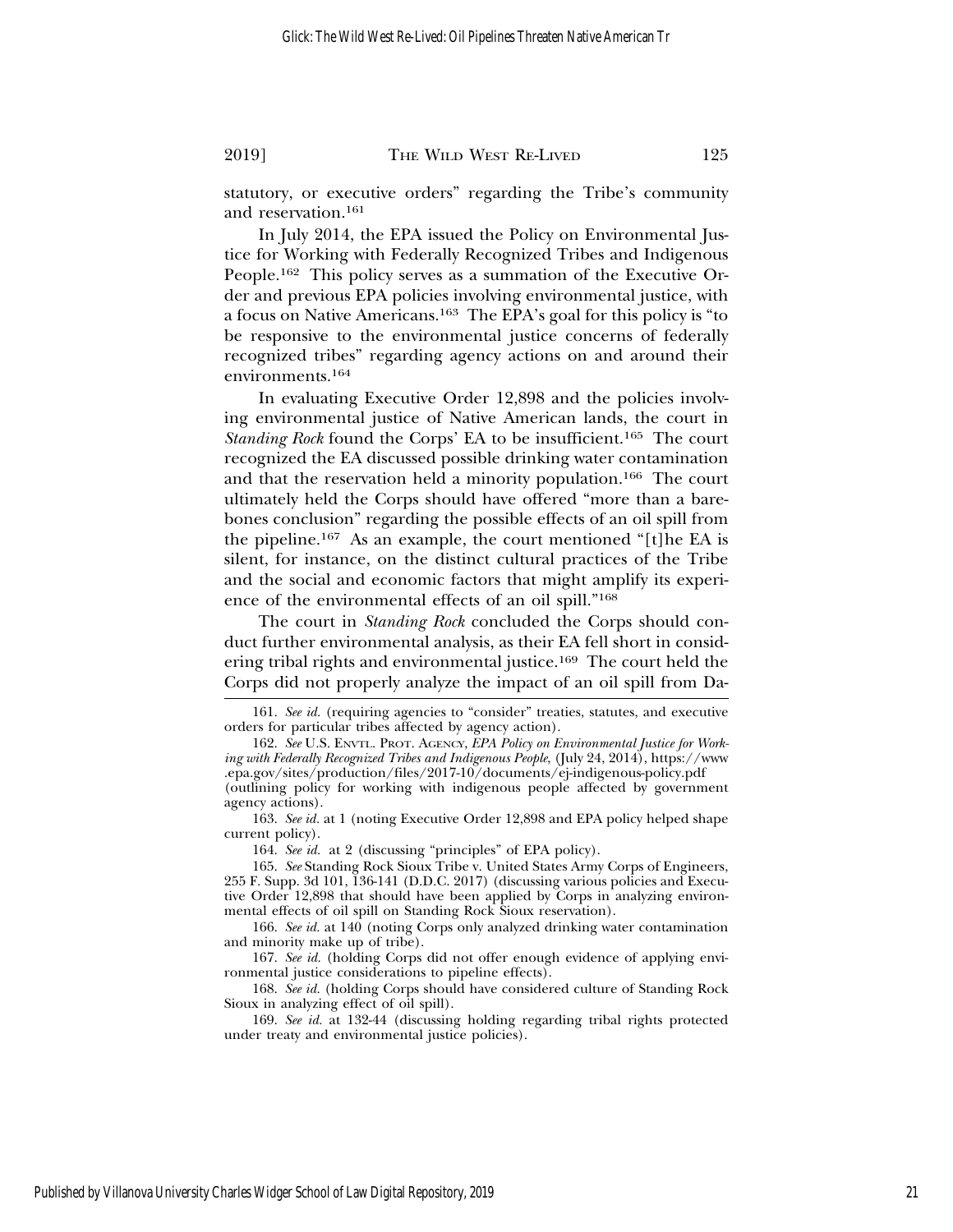statutory, or executive orders" regarding the Tribe's community and reservation.[161]

In July 2014, the EPA issued the Policy on Environmental Justice for Working with Federally Recognized Tribes and Indigenous People.[162] This policy serves as a summation of the Executive Order and previous EPA policies involving environmental justice, with a focus on Native Americans.[163] The EPA's goal for this policy is "to be responsive to the environmental justice concerns of federally recognized tribes" regarding agency actions on and around their environments.[164]

In evaluating Executive Order 12,898 and the policies involving environmental justice of Native American lands, the court in *Standing Rock* found the Corps' EA to be insufficient.[165] The court recognized the EA discussed possible drinking water contamination and that the reservation held a minority population.[166] The court ultimately held the Corps should have offered "more than a bare-bones conclusion" regarding the possible effects of an oil spill from the pipeline.[167] As an example, the court mentioned "[t]he EA is silent, for instance, on the distinct cultural practices of the Tribe and the social and economic factors that might amplify its experience of the environmental effects of an oil spill."[168]

The court in *Standing Rock* concluded the Corps should conduct further environmental analysis, as their EA fell short in considering tribal rights and environmental justice.[169] The court held the Corps did not properly analyze the impact of an oil spill from Da-

---

161. *See id.* (requiring agencies to "consider" treaties, statutes, and executive orders for particular tribes affected by agency action).

162. *See* U.S. ENVTL. PROT. AGENCY, *EPA Policy on Environmental Justice for Working with Federally Recognized Tribes and Indigenous People*, (July 24, 2014), https://www.epa.gov/sites/production/files/2017-10/documents/ej-indigenous-policy.pdf (outlining policy for working with indigenous people affected by government agency actions).

163. *See id.* at 1 (noting Executive Order 12,898 and EPA policy helped shape current policy).

164. *See id.* at 2 (discussing "principles" of EPA policy).

165. *See* Standing Rock Sioux Tribe v. United States Army Corps of Engineers, 255 F. Supp. 3d 101, 136-141 (D.D.C. 2017) (discussing various policies and Executive Order 12,898 that should have been applied by Corps in analyzing environmental effects of oil spill on Standing Rock Sioux reservation).

166. *See id.* at 140 (noting Corps only analyzed drinking water contamination and minority make up of tribe).

167. *See id.* (holding Corps did not offer enough evidence of applying environmental justice considerations to pipeline effects).

168. *See id.* (holding Corps should have considered culture of Standing Rock Sioux in analyzing effect of oil spill).

169. *See id.* at 132-44 (discussing holding regarding tribal rights protected under treaty and environmental justice policies).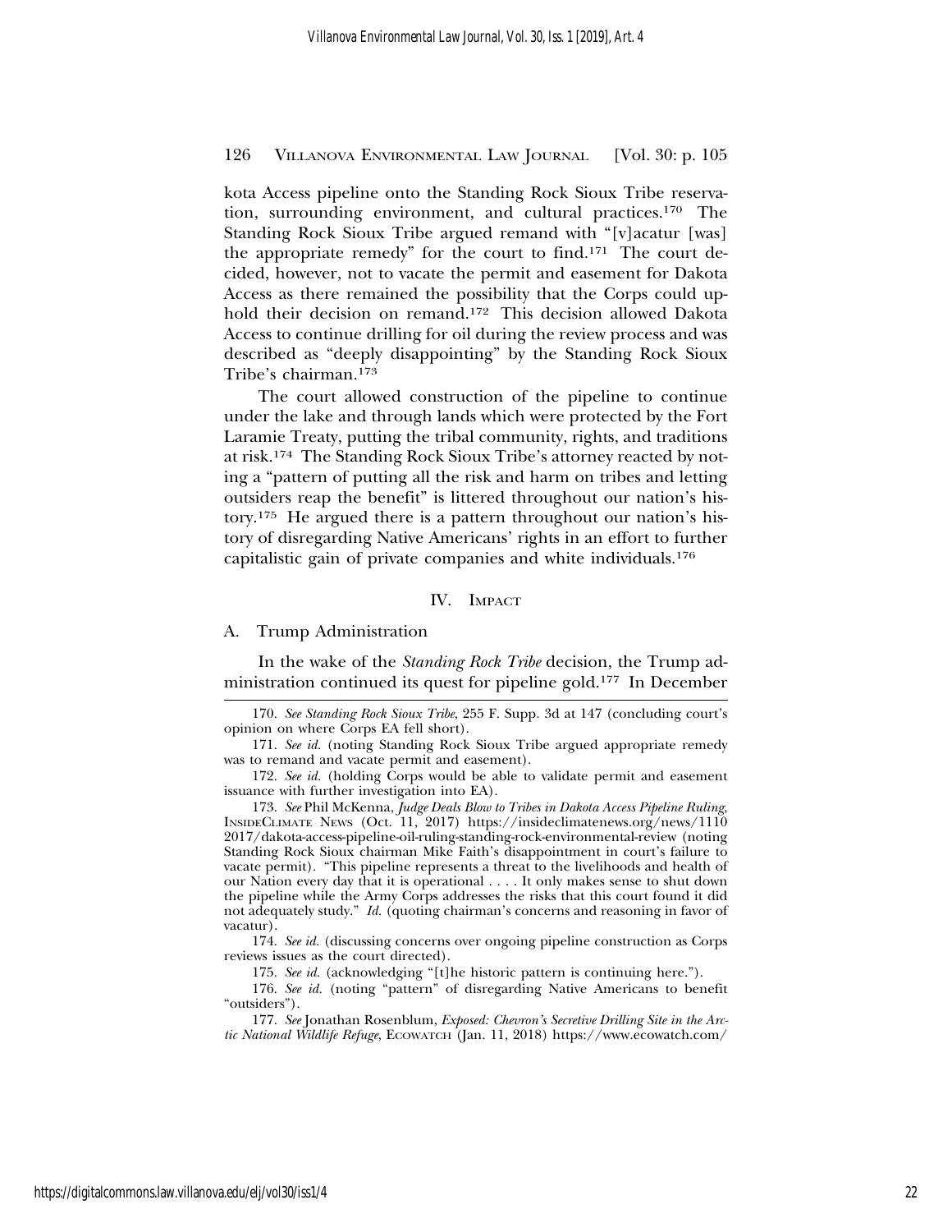kota Access pipeline onto the Standing Rock Sioux Tribe reservation, surrounding environment, and cultural practices.[170] The Standing Rock Sioux Tribe argued remand with "[v]acatur [was] the appropriate remedy" for the court to find.[171] The court decided, however, not to vacate the permit and easement for Dakota Access as there remained the possibility that the Corps could uphold their decision on remand.[172] This decision allowed Dakota Access to continue drilling for oil during the review process and was described as "deeply disappointing" by the Standing Rock Sioux Tribe's chairman.[173]

The court allowed construction of the pipeline to continue under the lake and through lands which were protected by the Fort Laramie Treaty, putting the tribal community, rights, and traditions at risk.[174] The Standing Rock Sioux Tribe's attorney reacted by noting a "pattern of putting all the risk and harm on tribes and letting outsiders reap the benefit" is littered throughout our nation's history.[175] He argued there is a pattern throughout our nation's history of disregarding Native Americans' rights in an effort to further capitalistic gain of private companies and white individuals.[176]

## IV. Impact

### A. Trump Administration

In the wake of the *Standing Rock Tribe* decision, the Trump administration continued its quest for pipeline gold.[177] In December

---

170. *See Standing Rock Sioux Tribe*, 255 F. Supp. 3d at 147 (concluding court's opinion on where Corps EA fell short).

171. *See id.* (noting Standing Rock Sioux Tribe argued appropriate remedy was to remand and vacate permit and easement).

172. *See id.* (holding Corps would be able to validate permit and easement issuance with further investigation into EA).

173. *See* Phil McKenna, *Judge Deals Blow to Tribes in Dakota Access Pipeline Ruling*, InsideClimate News (Oct. 11, 2017) https://insideclimatenews.org/news/11102017/dakota-access-pipeline-oil-ruling-standing-rock-environmental-review (noting Standing Rock Sioux chairman Mike Faith's disappointment in court's failure to vacate permit). "This pipeline represents a threat to the livelihoods and health of our Nation every day that it is operational . . . . It only makes sense to shut down the pipeline while the Army Corps addresses the risks that this court found it did not adequately study." *Id.* (quoting chairman's concerns and reasoning in favor of vacatur).

174. *See id.* (discussing concerns over ongoing pipeline construction as Corps reviews issues as the court directed).

175. *See id.* (acknowledging "[t]he historic pattern is continuing here.").

176. *See id.* (noting "pattern" of disregarding Native Americans to benefit "outsiders").

177. *See* Jonathan Rosenblum, *Exposed: Chevron's Secretive Drilling Site in the Arctic National Wildlife Refuge*, EcoWatch (Jan. 11, 2018) https://www.ecowatch.com/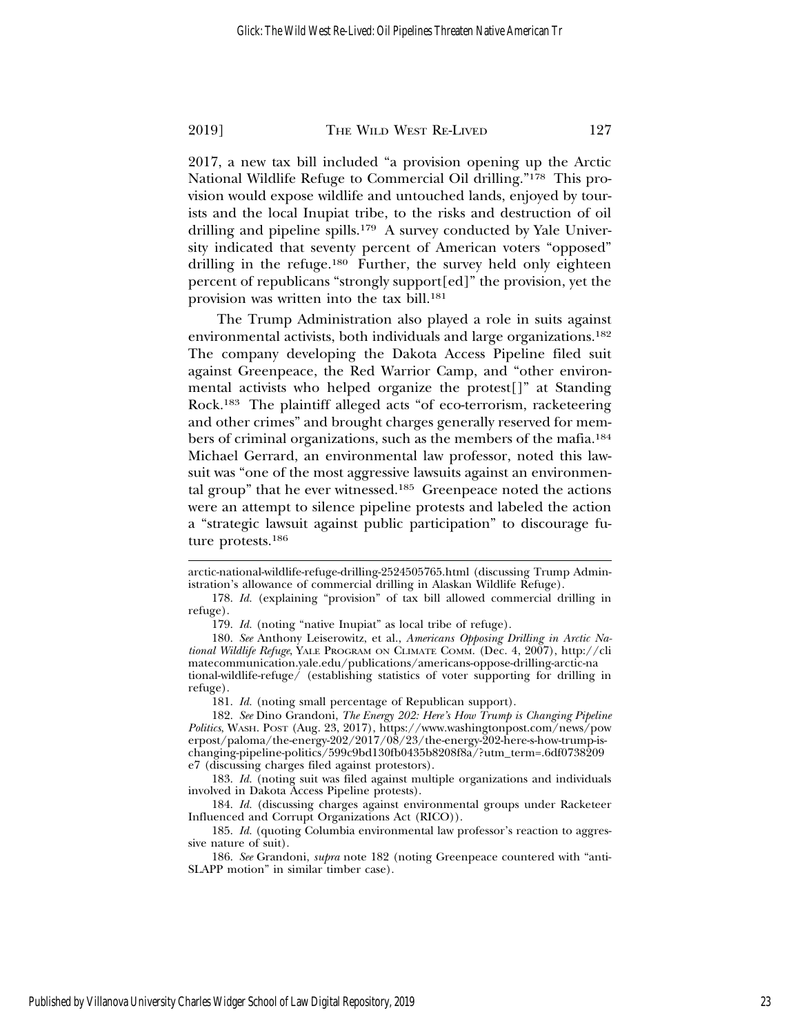2017, a new tax bill included "a provision opening up the Arctic National Wildlife Refuge to Commercial Oil drilling."[178] This provision would expose wildlife and untouched lands, enjoyed by tourists and the local Inupiat tribe, to the risks and destruction of oil drilling and pipeline spills.[179] A survey conducted by Yale University indicated that seventy percent of American voters "opposed" drilling in the refuge.[180] Further, the survey held only eighteen percent of republicans "strongly support[ed]" the provision, yet the provision was written into the tax bill.[181]

The Trump Administration also played a role in suits against environmental activists, both individuals and large organizations.[182] The company developing the Dakota Access Pipeline filed suit against Greenpeace, the Red Warrior Camp, and "other environmental activists who helped organize the protest[]" at Standing Rock.[183] The plaintiff alleged acts "of eco-terrorism, racketeering and other crimes" and brought charges generally reserved for members of criminal organizations, such as the members of the mafia.[184] Michael Gerrard, an environmental law professor, noted this lawsuit was "one of the most aggressive lawsuits against an environmental group" that he ever witnessed.[185] Greenpeace noted the actions were an attempt to silence pipeline protests and labeled the action a "strategic lawsuit against public participation" to discourage future protests.[186]

---

arctic-national-wildlife-refuge-drilling-2524505765.html (discussing Trump Administration's allowance of commercial drilling in Alaskan Wildlife Refuge).

178. *Id.* (explaining "provision" of tax bill allowed commercial drilling in refuge).

179. *Id.* (noting "native Inupiat" as local tribe of refuge).

180. *See* Anthony Leiserowitz, et al., *Americans Opposing Drilling in Arctic National Wildlife Refuge*, YALE PROGRAM ON CLIMATE COMM. (Dec. 4, 2007), http://climatecommunication.yale.edu/publications/americans-oppose-drilling-arctic-national-wildlife-refuge/ (establishing statistics of voter supporting for drilling in refuge).

181. *Id.* (noting small percentage of Republican support).

182. *See* Dino Grandoni, *The Energy 202: Here's How Trump is Changing Pipeline Politics*, WASH. POST (Aug. 23, 2017), https://www.washingtonpost.com/news/powerpost/paloma/the-energy-202/2017/08/23/the-energy-202-here-s-how-trump-is-changing-pipeline-politics/599c9bd130fb0435b8208f8a/?utm_term=.6df0738209e7 (discussing charges filed against protestors).

183. *Id.* (noting suit was filed against multiple organizations and individuals involved in Dakota Access Pipeline protests).

184. *Id.* (discussing charges against environmental groups under Racketeer Influenced and Corrupt Organizations Act (RICO)).

185. *Id.* (quoting Columbia environmental law professor's reaction to aggressive nature of suit).

186. *See* Grandoni, *supra* note 182 (noting Greenpeace countered with "anti-SLAPP motion" in similar timber case).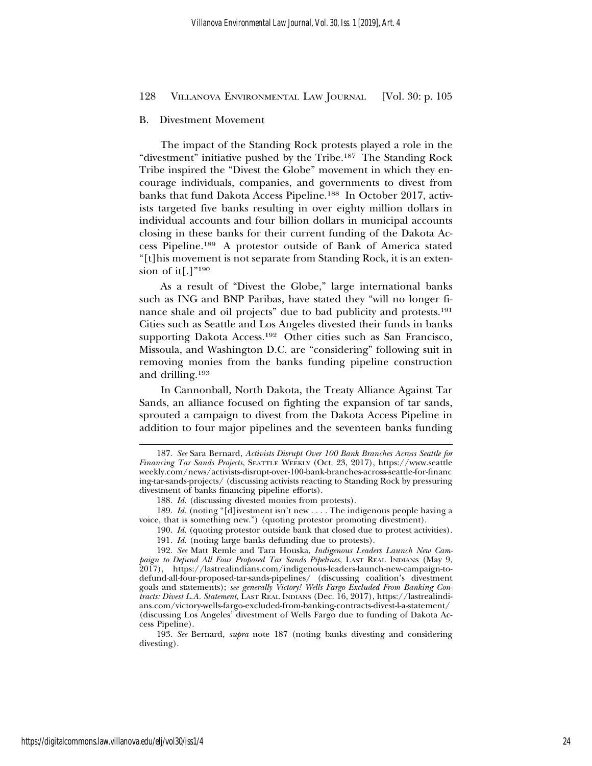### B. Divestment Movement

The impact of the Standing Rock protests played a role in the "divestment" initiative pushed by the Tribe.[187] The Standing Rock Tribe inspired the "Divest the Globe" movement in which they encourage individuals, companies, and governments to divest from banks that fund Dakota Access Pipeline.[188] In October 2017, activists targeted five banks resulting in over eighty million dollars in individual accounts and four billion dollars in municipal accounts closing in these banks for their current funding of the Dakota Access Pipeline.[189] A protestor outside of Bank of America stated "[t]his movement is not separate from Standing Rock, it is an extension of it[.]"[190]

As a result of "Divest the Globe," large international banks such as ING and BNP Paribas, have stated they "will no longer finance shale and oil projects" due to bad publicity and protests.[191] Cities such as Seattle and Los Angeles divested their funds in banks supporting Dakota Access.[192] Other cities such as San Francisco, Missoula, and Washington D.C. are "considering" following suit in removing monies from the banks funding pipeline construction and drilling.[193]

In Cannonball, North Dakota, the Treaty Alliance Against Tar Sands, an alliance focused on fighting the expansion of tar sands, sprouted a campaign to divest from the Dakota Access Pipeline in addition to four major pipelines and the seventeen banks funding

---

187. *See* Sara Bernard, *Activists Disrupt Over 100 Bank Branches Across Seattle for Financing Tar Sands Projects*, SEATTLE WEEKLY (Oct. 23, 2017), https://www.seattleweekly.com/news/activists-disrupt-over-100-bank-branches-across-seattle-for-financing-tar-sands-projects/ (discussing activists reacting to Standing Rock by pressuring divestment of banks financing pipeline efforts).

188. *Id.* (discussing divested monies from protests).

189. *Id.* (noting "[d]ivestment isn't new . . . . The indigenous people having a voice, that is something new.") (quoting protestor promoting divestment).

190. *Id.* (quoting protestor outside bank that closed due to protest activities).

191. *Id.* (noting large banks defunding due to protests).

192. *See* Matt Remle and Tara Houska, *Indigenous Leaders Launch New Campaign to Defund All Four Proposed Tar Sands Pipelines*, LAST REAL INDIANS (May 9, 2017), https://lastrealindians.com/indigenous-leaders-launch-new-campaign-to-defund-all-four-proposed-tar-sands-pipelines/ (discussing coalition's divestment goals and statements); *see generally Victory! Wells Fargo Excluded From Banking Contracts: Divest L.A. Statement*, LAST REAL INDIANS (Dec. 16, 2017), https://lastrealindians.com/victory-wells-fargo-excluded-from-banking-contracts-divest-l-a-statement/ (discussing Los Angeles' divestment of Wells Fargo due to funding of Dakota Access Pipeline).

193. *See* Bernard, *supra* note 187 (noting banks divesting and considering divesting).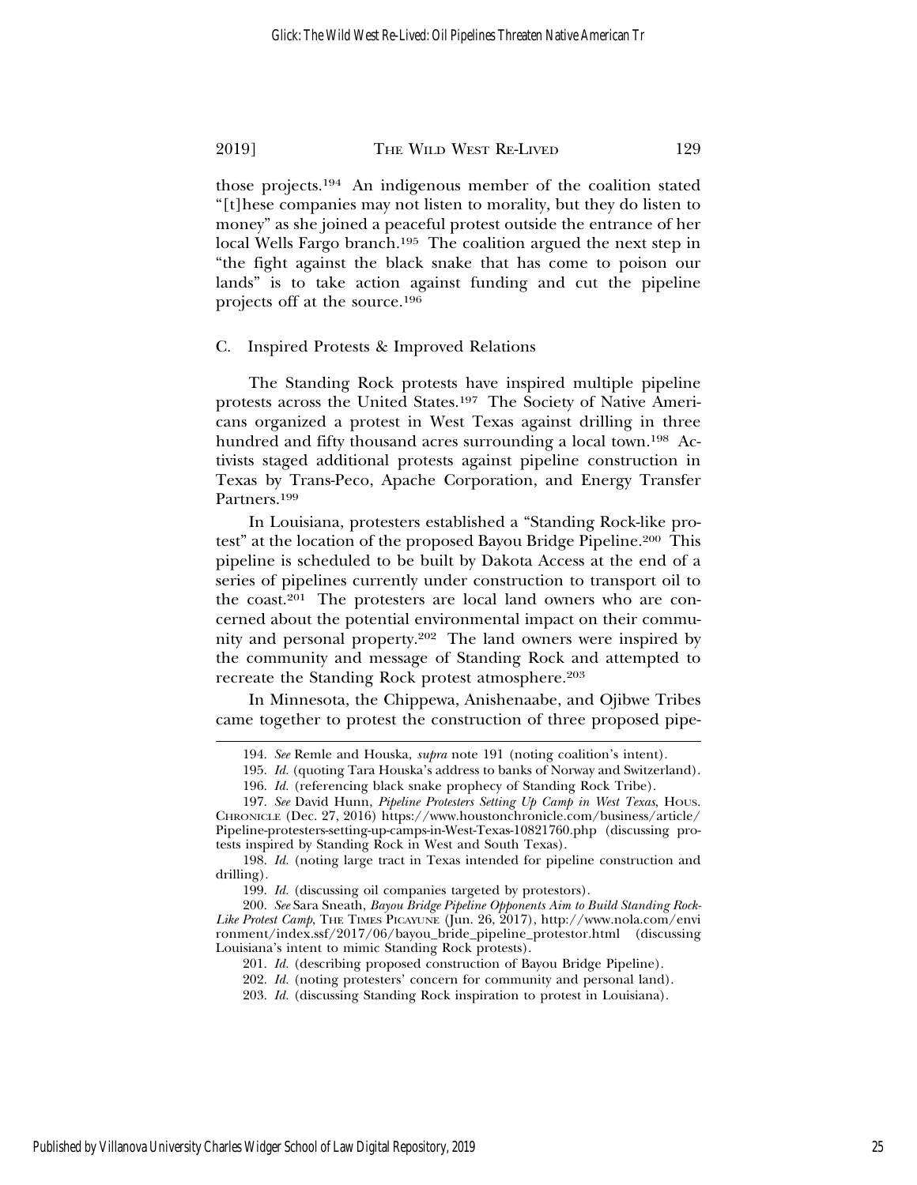those projects.[194] An indigenous member of the coalition stated "[t]hese companies may not listen to morality, but they do listen to money" as she joined a peaceful protest outside the entrance of her local Wells Fargo branch.[195] The coalition argued the next step in "the fight against the black snake that has come to poison our lands" is to take action against funding and cut the pipeline projects off at the source.[196]

### C. Inspired Protests & Improved Relations

The Standing Rock protests have inspired multiple pipeline protests across the United States.[197] The Society of Native Americans organized a protest in West Texas against drilling in three hundred and fifty thousand acres surrounding a local town.[198] Activists staged additional protests against pipeline construction in Texas by Trans-Peco, Apache Corporation, and Energy Transfer Partners.[199]

In Louisiana, protesters established a "Standing Rock-like protest" at the location of the proposed Bayou Bridge Pipeline.[200] This pipeline is scheduled to be built by Dakota Access at the end of a series of pipelines currently under construction to transport oil to the coast.[201] The protesters are local land owners who are concerned about the potential environmental impact on their community and personal property.[202] The land owners were inspired by the community and message of Standing Rock and attempted to recreate the Standing Rock protest atmosphere.[203]

In Minnesota, the Chippewa, Anishenaabe, and Ojibwe Tribes came together to protest the construction of three proposed pipe-

---

194. *See* Remle and Houska, *supra* note 191 (noting coalition's intent).

195. *Id.* (quoting Tara Houska's address to banks of Norway and Switzerland).

196. *Id.* (referencing black snake prophecy of Standing Rock Tribe).

197. *See* David Hunn, *Pipeline Protesters Setting Up Camp in West Texas*, HOUS. CHRONICLE (Dec. 27, 2016) https://www.houstonchronicle.com/business/article/Pipeline-protesters-setting-up-camps-in-West-Texas-10821760.php (discussing protests inspired by Standing Rock in West and South Texas).

198. *Id.* (noting large tract in Texas intended for pipeline construction and drilling).

199. *Id.* (discussing oil companies targeted by protestors).

200. *See* Sara Sneath, *Bayou Bridge Pipeline Opponents Aim to Build Standing Rock-Like Protest Camp*, THE TIMES PICAYUNE (Jun. 26, 2017), http://www.nola.com/environment/index.ssf/2017/06/bayou_bride_pipeline_protestor.html (discussing Louisiana's intent to mimic Standing Rock protests).

201. *Id.* (describing proposed construction of Bayou Bridge Pipeline).

202. *Id.* (noting protesters' concern for community and personal land).

203. *Id.* (discussing Standing Rock inspiration to protest in Louisiana).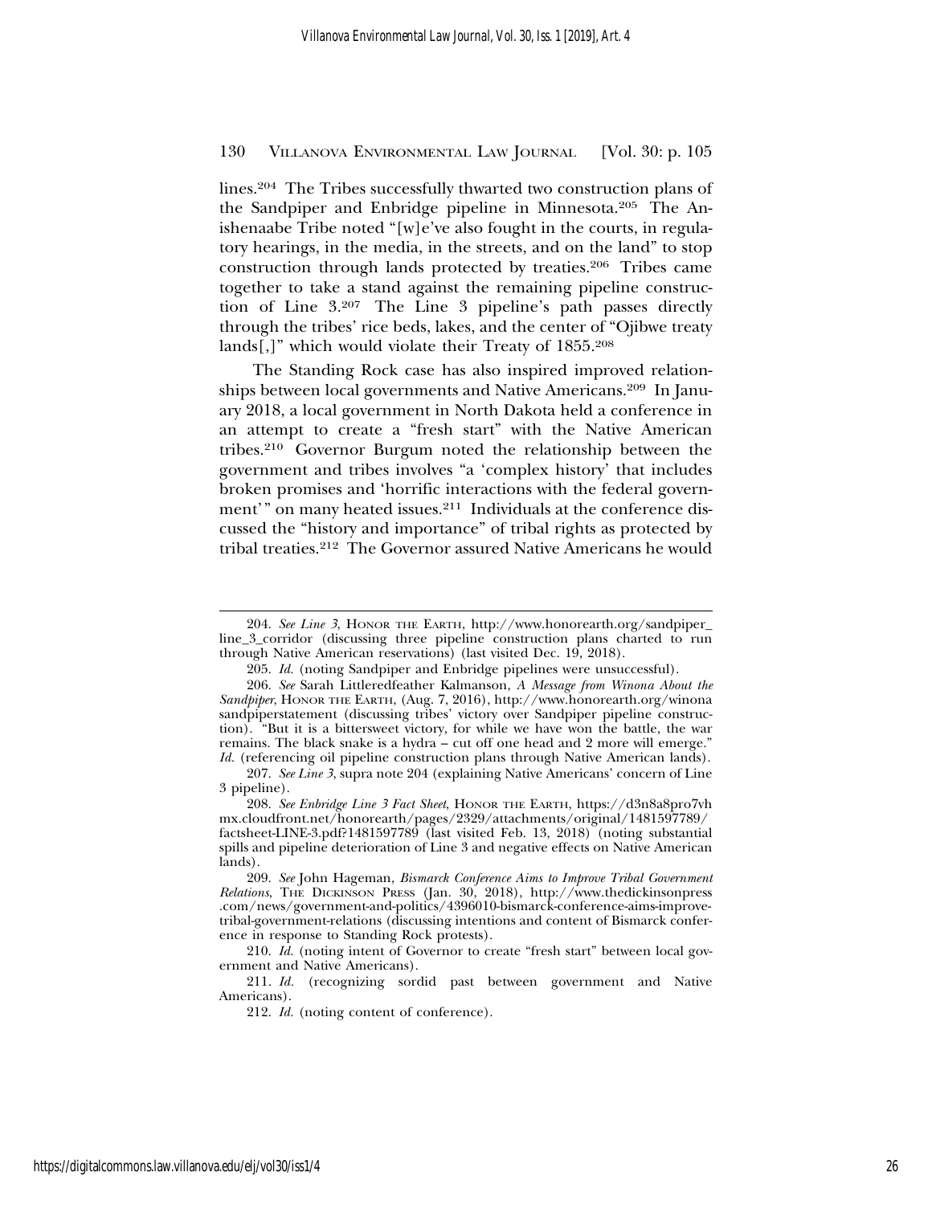lines.[204] The Tribes successfully thwarted two construction plans of the Sandpiper and Enbridge pipeline in Minnesota.[205] The Anishenaabe Tribe noted "[w]e've also fought in the courts, in regulatory hearings, in the media, in the streets, and on the land" to stop construction through lands protected by treaties.[206] Tribes came together to take a stand against the remaining pipeline construction of Line 3.[207] The Line 3 pipeline's path passes directly through the tribes' rice beds, lakes, and the center of "Ojibwe treaty lands[,]" which would violate their Treaty of 1855.[208]

The Standing Rock case has also inspired improved relationships between local governments and Native Americans.[209] In January 2018, a local government in North Dakota held a conference in an attempt to create a "fresh start" with the Native American tribes.[210] Governor Burgum noted the relationship between the government and tribes involves "a 'complex history' that includes broken promises and 'horrific interactions with the federal government'" on many heated issues.[211] Individuals at the conference discussed the "history and importance" of tribal rights as protected by tribal treaties.[212] The Governor assured Native Americans he would

---

204. *See Line 3*, Honor the Earth, http://www.honorearth.org/sandpiper_line_3_corridor (discussing three pipeline construction plans charted to run through Native American reservations) (last visited Dec. 19, 2018).

205. *Id.* (noting Sandpiper and Enbridge pipelines were unsuccessful).

206. *See* Sarah Littleredfeather Kalmanson, *A Message from Winona About the Sandpiper*, Honor the Earth, (Aug. 7, 2016), http://www.honorearth.org/winona sandpiperstatement (discussing tribes' victory over Sandpiper pipeline construction). "But it is a bittersweet victory, for while we have won the battle, the war remains. The black snake is a hydra – cut off one head and 2 more will emerge." *Id.* (referencing oil pipeline construction plans through Native American lands).

207. *See Line 3*, supra note 204 (explaining Native Americans' concern of Line 3 pipeline).

208. *See Enbridge Line 3 Fact Sheet*, Honor the Earth, https://d3n8a8pro7vhmx.cloudfront.net/honorearth/pages/2329/attachments/original/1481597789/factsheet-LINE-3.pdf?1481597789 (last visited Feb. 13, 2018) (noting substantial spills and pipeline deterioration of Line 3 and negative effects on Native American lands).

209. *See* John Hageman, *Bismarck Conference Aims to Improve Tribal Government Relations*, The Dickinson Press (Jan. 30, 2018), http://www.thedickinsonpress.com/news/government-and-politics/4396010-bismarck-conference-aims-improve-tribal-government-relations (discussing intentions and content of Bismarck conference in response to Standing Rock protests).

210. *Id.* (noting intent of Governor to create "fresh start" between local government and Native Americans).

211. *Id.* (recognizing sordid past between government and Native Americans).

212. *Id.* (noting content of conference).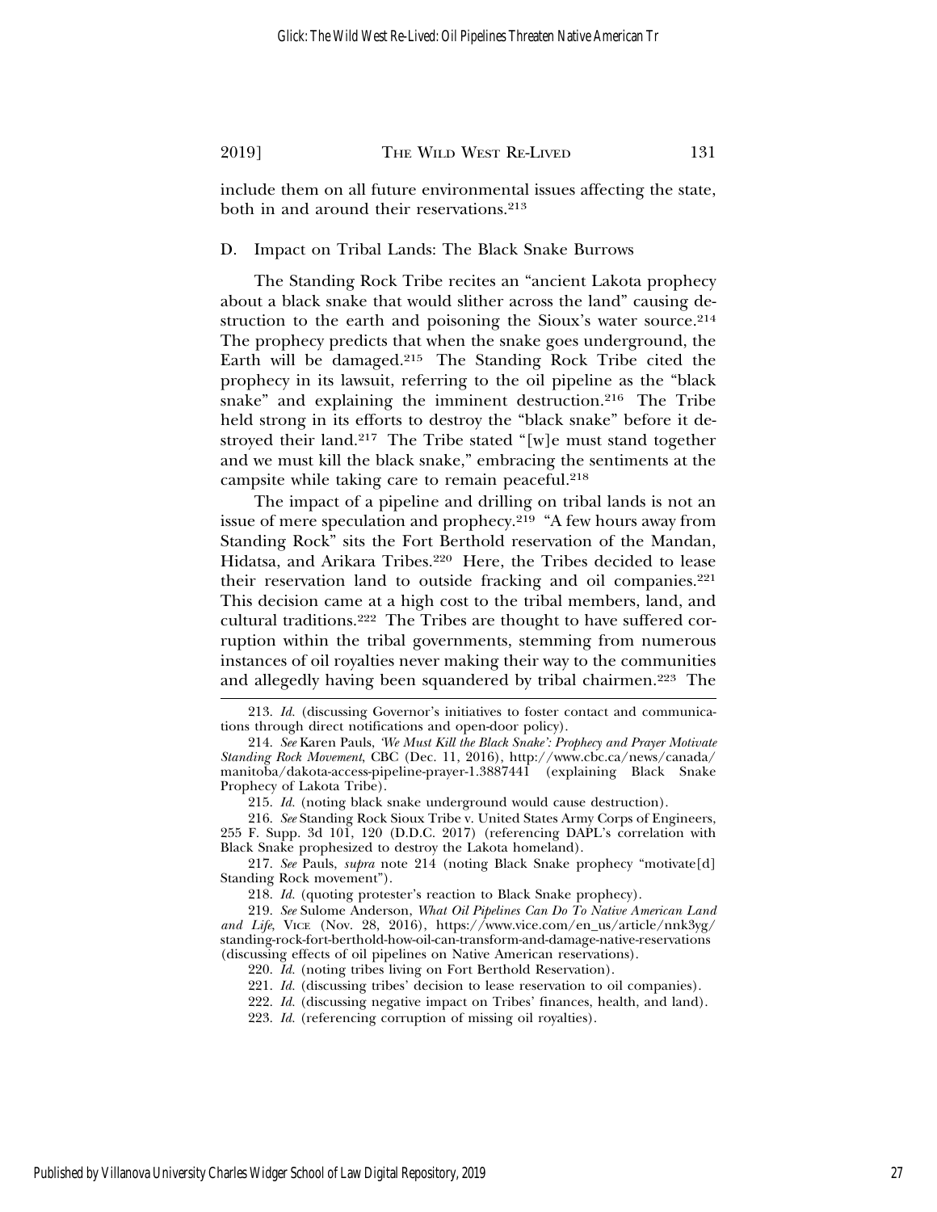include them on all future environmental issues affecting the state, both in and around their reservations.[213]

### D. Impact on Tribal Lands: The Black Snake Burrows

The Standing Rock Tribe recites an "ancient Lakota prophecy about a black snake that would slither across the land" causing destruction to the earth and poisoning the Sioux's water source.[214] The prophecy predicts that when the snake goes underground, the Earth will be damaged.[215] The Standing Rock Tribe cited the prophecy in its lawsuit, referring to the oil pipeline as the "black snake" and explaining the imminent destruction.[216] The Tribe held strong in its efforts to destroy the "black snake" before it destroyed their land.[217] The Tribe stated "[w]e must stand together and we must kill the black snake," embracing the sentiments at the campsite while taking care to remain peaceful.[218]

The impact of a pipeline and drilling on tribal lands is not an issue of mere speculation and prophecy.[219] "A few hours away from Standing Rock" sits the Fort Berthold reservation of the Mandan, Hidatsa, and Arikara Tribes.[220] Here, the Tribes decided to lease their reservation land to outside fracking and oil companies.[221] This decision came at a high cost to the tribal members, land, and cultural traditions.[222] The Tribes are thought to have suffered corruption within the tribal governments, stemming from numerous instances of oil royalties never making their way to the communities and allegedly having been squandered by tribal chairmen.[223] The

---

213. *Id.* (discussing Governor's initiatives to foster contact and communications through direct notifications and open-door policy).

214. *See* Karen Pauls, *'We Must Kill the Black Snake': Prophecy and Prayer Motivate Standing Rock Movement*, CBC (Dec. 11, 2016), http://www.cbc.ca/news/canada/manitoba/dakota-access-pipeline-prayer-1.3887441 (explaining Black Snake Prophecy of Lakota Tribe).

215. *Id.* (noting black snake underground would cause destruction).

216. *See* Standing Rock Sioux Tribe v. United States Army Corps of Engineers, 255 F. Supp. 3d 101, 120 (D.D.C. 2017) (referencing DAPL's correlation with Black Snake prophesized to destroy the Lakota homeland).

217. *See* Pauls, *supra* note 214 (noting Black Snake prophecy "motivate[d] Standing Rock movement").

218. *Id.* (quoting protester's reaction to Black Snake prophecy).

219. *See* Sulome Anderson, *What Oil Pipelines Can Do To Native American Land and Life*, VICE (Nov. 28, 2016), https://www.vice.com/en_us/article/nnk3yg/standing-rock-fort-berthold-how-oil-can-transform-and-damage-native-reservations (discussing effects of oil pipelines on Native American reservations).

220. *Id.* (noting tribes living on Fort Berthold Reservation).

221. *Id.* (discussing tribes' decision to lease reservation to oil companies).

222. *Id.* (discussing negative impact on Tribes' finances, health, and land).

223. *Id.* (referencing corruption of missing oil royalties).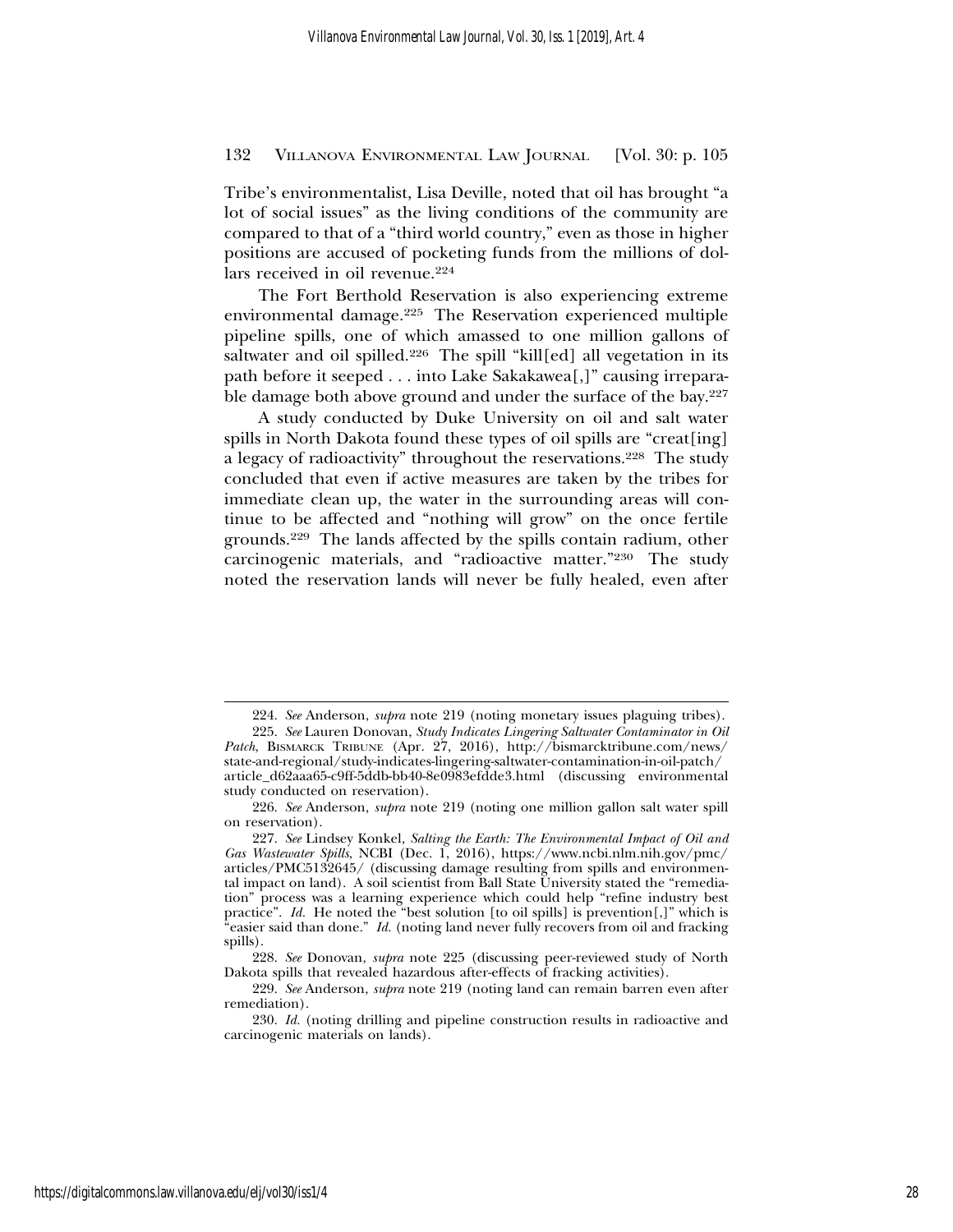Tribe's environmentalist, Lisa Deville, noted that oil has brought "a lot of social issues" as the living conditions of the community are compared to that of a "third world country," even as those in higher positions are accused of pocketing funds from the millions of dollars received in oil revenue.[224]

The Fort Berthold Reservation is also experiencing extreme environmental damage.[225] The Reservation experienced multiple pipeline spills, one of which amassed to one million gallons of saltwater and oil spilled.[226] The spill "kill[ed] all vegetation in its path before it seeped . . . into Lake Sakakawea[,]" causing irreparable damage both above ground and under the surface of the bay.[227]

A study conducted by Duke University on oil and salt water spills in North Dakota found these types of oil spills are "creat[ing] a legacy of radioactivity" throughout the reservations.[228] The study concluded that even if active measures are taken by the tribes for immediate clean up, the water in the surrounding areas will continue to be affected and "nothing will grow" on the once fertile grounds.[229] The lands affected by the spills contain radium, other carcinogenic materials, and "radioactive matter."[230] The study noted the reservation lands will never be fully healed, even after

---

224. *See* Anderson, *supra* note 219 (noting monetary issues plaguing tribes).

225. *See* Lauren Donovan, *Study Indicates Lingering Saltwater Contaminator in Oil Patch*, BISMARCK TRIBUNE (Apr. 27, 2016), http://bismarcktribune.com/news/state-and-regional/study-indicates-lingering-saltwater-contamination-in-oil-patch/article_d62aaa65-c9ff-5ddb-bb40-8e0983efdde3.html (discussing environmental study conducted on reservation).

226. *See* Anderson, *supra* note 219 (noting one million gallon salt water spill on reservation).

227. *See* Lindsey Konkel, *Salting the Earth: The Environmental Impact of Oil and Gas Wastewater Spills*, NCBI (Dec. 1, 2016), https://www.ncbi.nlm.nih.gov/pmc/articles/PMC5132645/ (discussing damage resulting from spills and environmental impact on land). A soil scientist from Ball State University stated the "remediation" process was a learning experience which could help "refine industry best practice". *Id.* He noted the "best solution [to oil spills] is prevention[,]" which is "easier said than done." *Id.* (noting land never fully recovers from oil and fracking spills).

228. *See* Donovan, *supra* note 225 (discussing peer-reviewed study of North Dakota spills that revealed hazardous after-effects of fracking activities).

229. *See* Anderson, *supra* note 219 (noting land can remain barren even after remediation).

230. *Id.* (noting drilling and pipeline construction results in radioactive and carcinogenic materials on lands).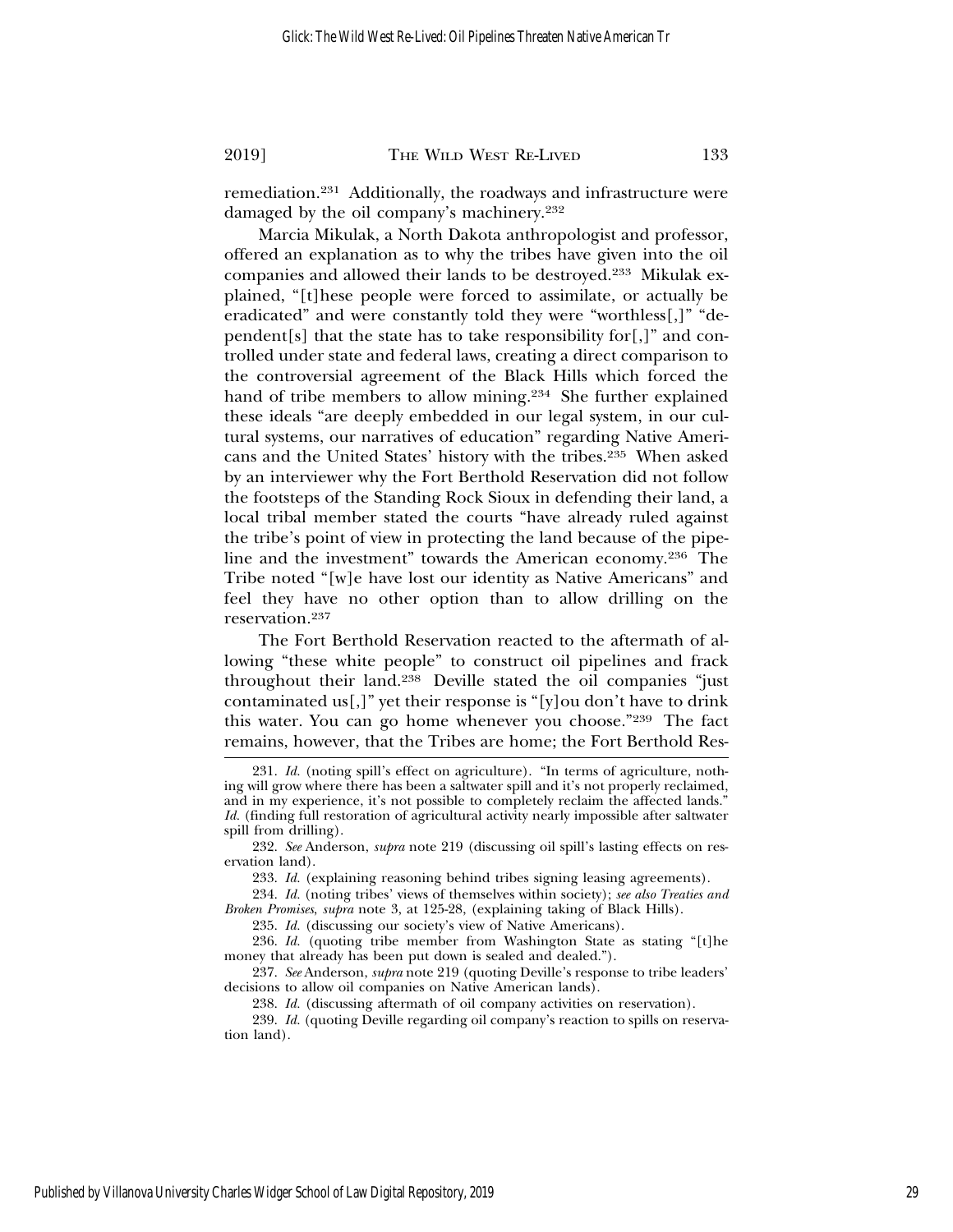remediation.[231] Additionally, the roadways and infrastructure were damaged by the oil company's machinery.[232]

Marcia Mikulak, a North Dakota anthropologist and professor, offered an explanation as to why the tribes have given into the oil companies and allowed their lands to be destroyed.[233] Mikulak explained, "[t]hese people were forced to assimilate, or actually be eradicated" and were constantly told they were "worthless[,]" "dependent[s] that the state has to take responsibility for[,]" and controlled under state and federal laws, creating a direct comparison to the controversial agreement of the Black Hills which forced the hand of tribe members to allow mining.[234] She further explained these ideals "are deeply embedded in our legal system, in our cultural systems, our narratives of education" regarding Native Americans and the United States' history with the tribes.[235] When asked by an interviewer why the Fort Berthold Reservation did not follow the footsteps of the Standing Rock Sioux in defending their land, a local tribal member stated the courts "have already ruled against the tribe's point of view in protecting the land because of the pipeline and the investment" towards the American economy.[236] The Tribe noted "[w]e have lost our identity as Native Americans" and feel they have no other option than to allow drilling on the reservation.[237]

The Fort Berthold Reservation reacted to the aftermath of allowing "these white people" to construct oil pipelines and frack throughout their land.[238] Deville stated the oil companies "just contaminated us[,]" yet their response is "[y]ou don't have to drink this water. You can go home whenever you choose."[239] The fact remains, however, that the Tribes are home; the Fort Berthold Res-

---

231. *Id.* (noting spill's effect on agriculture). "In terms of agriculture, nothing will grow where there has been a saltwater spill and it's not properly reclaimed, and in my experience, it's not possible to completely reclaim the affected lands." *Id.* (finding full restoration of agricultural activity nearly impossible after saltwater spill from drilling).

232. *See* Anderson, *supra* note 219 (discussing oil spill's lasting effects on reservation land).

233. *Id.* (explaining reasoning behind tribes signing leasing agreements).

234. *Id.* (noting tribes' views of themselves within society); *see also Treaties and Broken Promises*, *supra* note 3, at 125-28, (explaining taking of Black Hills).

235. *Id.* (discussing our society's view of Native Americans).

236. *Id.* (quoting tribe member from Washington State as stating "[t]he money that already has been put down is sealed and dealed.").

237. *See* Anderson, *supra* note 219 (quoting Deville's response to tribe leaders' decisions to allow oil companies on Native American lands).

238. *Id.* (discussing aftermath of oil company activities on reservation).

239. *Id.* (quoting Deville regarding oil company's reaction to spills on reservation land).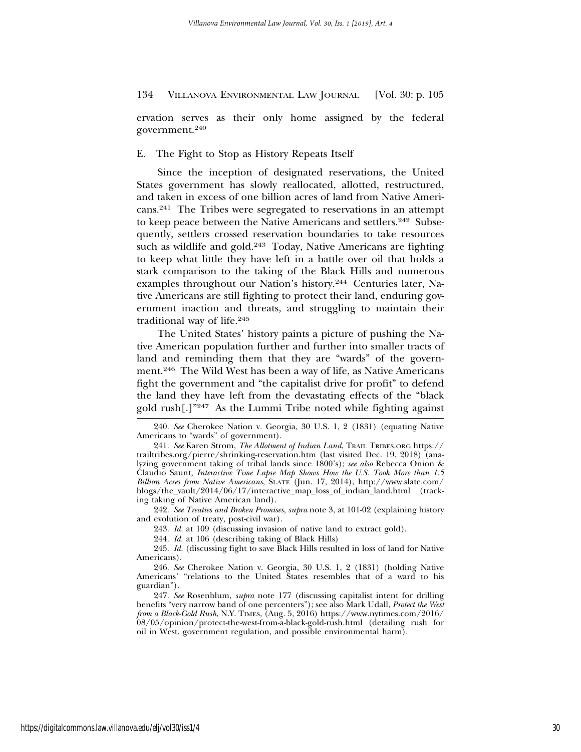ervation serves as their only home assigned by the federal government.[240]

### E. The Fight to Stop as History Repeats Itself

Since the inception of designated reservations, the United States government has slowly reallocated, allotted, restructured, and taken in excess of one billion acres of land from Native Americans.[241] The Tribes were segregated to reservations in an attempt to keep peace between the Native Americans and settlers.[242] Subsequently, settlers crossed reservation boundaries to take resources such as wildlife and gold.[243] Today, Native Americans are fighting to keep what little they have left in a battle over oil that holds a stark comparison to the taking of the Black Hills and numerous examples throughout our Nation's history.[244] Centuries later, Native Americans are still fighting to protect their land, enduring government inaction and threats, and struggling to maintain their traditional way of life.[245]

The United States' history paints a picture of pushing the Native American population further and further into smaller tracts of land and reminding them that they are "wards" of the government.[246] The Wild West has been a way of life, as Native Americans fight the government and "the capitalist drive for profit" to defend the land they have left from the devastating effects of the "black gold rush[.]"[247] As the Lummi Tribe noted while fighting against

---

240. *See* Cherokee Nation v. Georgia, 30 U.S. 1, 2 (1831) (equating Native Americans to "wards" of government).

241. *See* Karen Strom, *The Allotment of Indian Land*, Trail Tribes.org https://trailtribes.org/pierre/shrinking-reservation.htm (last visited Dec. 19, 2018) (analyzing government taking of tribal lands since 1800's); *see also* Rebecca Onion & Claudio Saunt, *Interactive Time Lapse Map Shows How the U.S. Took More than 1.5 Billion Acres from Native Americans*, Slate (Jun. 17, 2014), http://www.slate.com/blogs/the_vault/2014/06/17/interactive_map_loss_of_indian_land.html (tracking taking of Native American land).

242. *See Treaties and Broken Promises*, *supra* note 3, at 101-02 (explaining history and evolution of treaty, post-civil war).

243. *Id.* at 109 (discussing invasion of native land to extract gold).

244. *Id.* at 106 (describing taking of Black Hills)

245. *Id.* (discussing fight to save Black Hills resulted in loss of land for Native Americans).

246. *See* Cherokee Nation v. Georgia, 30 U.S. 1, 2 (1831) (holding Native Americans' "relations to the United States resembles that of a ward to his guardian").

247. *See* Rosenblum, *supra* note 177 (discussing capitalist intent for drilling benefits "very narrow band of one percenters"); see also Mark Udall, *Protect the West from a Black-Gold Rush*, N.Y. Times, (Aug. 5, 2016) https://www.nytimes.com/2016/08/05/opinion/protect-the-west-from-a-black-gold-rush.html (detailing rush for oil in West, government regulation, and possible environmental harm).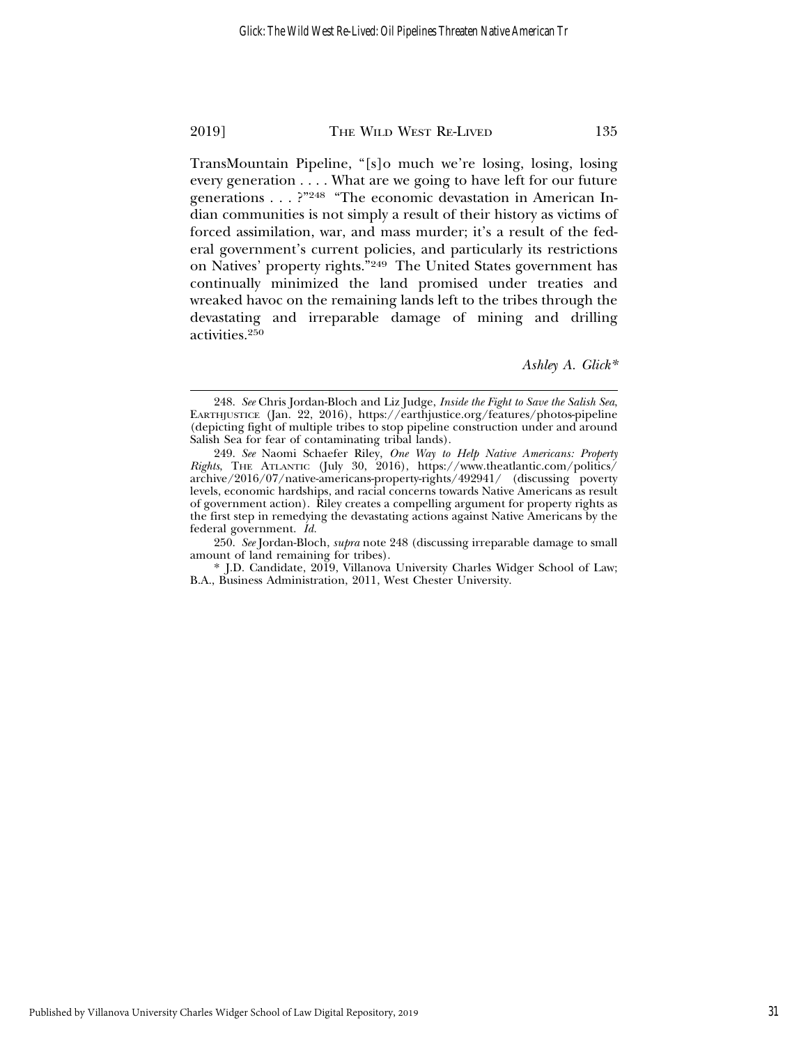TransMountain Pipeline, "[s]o much we're losing, losing, losing every generation . . . . What are we going to have left for our future generations . . . ?"[248] "The economic devastation in American Indian communities is not simply a result of their history as victims of forced assimilation, war, and mass murder; it's a result of the federal government's current policies, and particularly its restrictions on Natives' property rights."[249] The United States government has continually minimized the land promised under treaties and wreaked havoc on the remaining lands left to the tribes through the devastating and irreparable damage of mining and drilling activities.[250]

*Ashley A. Glick**

---

248. *See* Chris Jordan-Bloch and Liz Judge, *Inside the Fight to Save the Salish Sea*, EARTHJUSTICE (Jan. 22, 2016), https://earthjustice.org/features/photos-pipeline (depicting fight of multiple tribes to stop pipeline construction under and around Salish Sea for fear of contaminating tribal lands).

249. *See* Naomi Schaefer Riley, *One Way to Help Native Americans: Property Rights*, THE ATLANTIC (July 30, 2016), https://www.theatlantic.com/politics/archive/2016/07/native-americans-property-rights/492941/ (discussing poverty levels, economic hardships, and racial concerns towards Native Americans as result of government action). Riley creates a compelling argument for property rights as the first step in remedying the devastating actions against Native Americans by the federal government. *Id.*

250. *See* Jordan-Bloch, *supra* note 248 (discussing irreparable damage to small amount of land remaining for tribes).

\* J.D. Candidate, 2019, Villanova University Charles Widger School of Law; B.A., Business Administration, 2011, West Chester University.